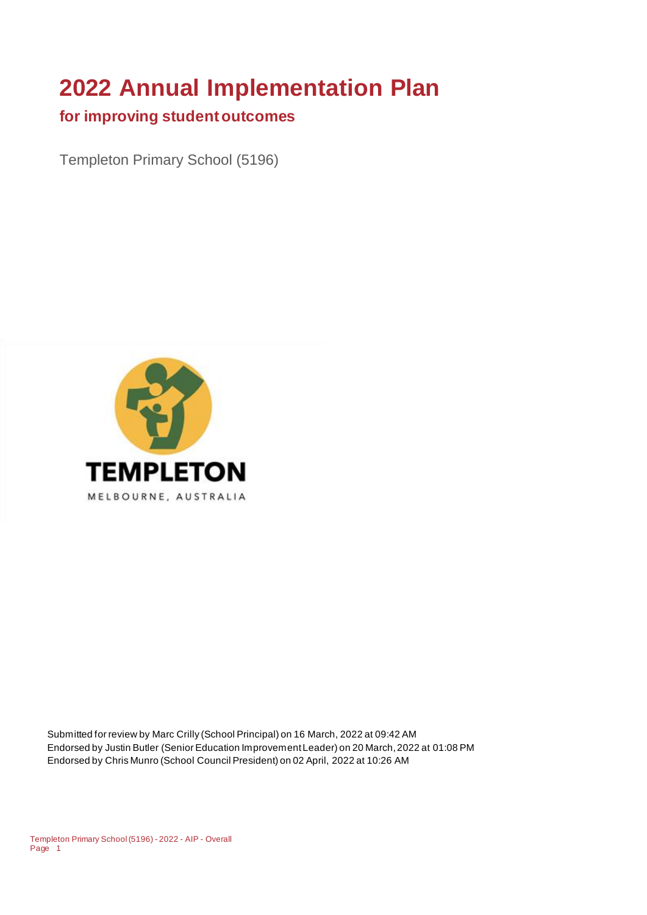# 2022 Annual Implementation Plan

## for improving student outcomes

Templeton Primary School (5196)

Submitted for review by Marc Crilly (School Principal) on 16 March, 2022 at 09:42 AM
Endorsed by Justin Butler (Senior Education Improvement Leader) on 20 March, 2022 at 01:08 PM
Endorsed by Chris Munro (School Council President) on 02 April, 2022 at 10:26 AM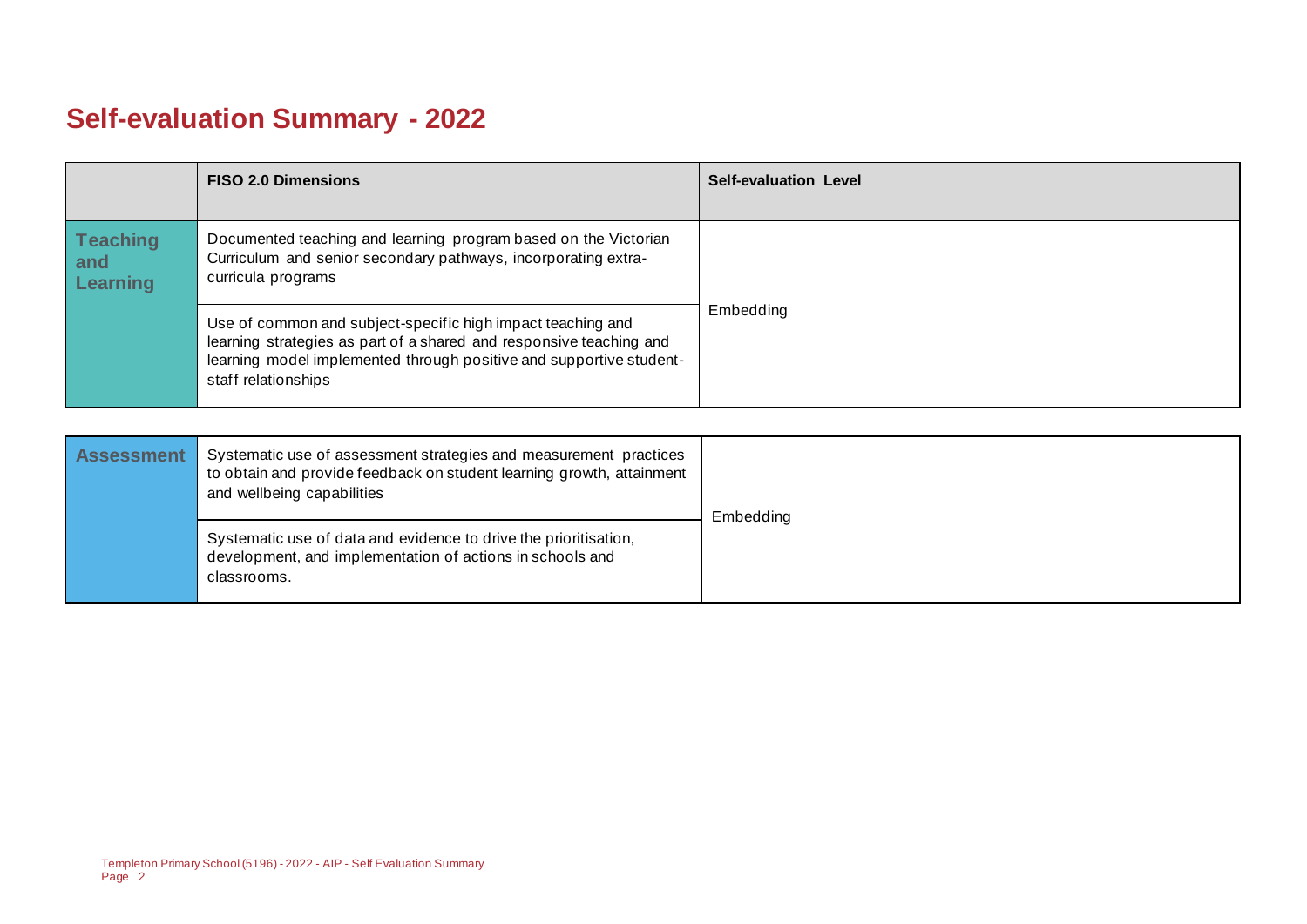# Self-evaluation Summary - 2022

| | FISO 2.0 Dimensions | Self-evaluation Level |
|---|---|---|
| Teaching and Learning | Documented teaching and learning program based on the Victorian Curriculum and senior secondary pathways, incorporating extra-curricula programs | Embedding |
| | Use of common and subject-specific high impact teaching and learning strategies as part of a shared and responsive teaching and learning model implemented through positive and supportive student-staff relationships | |

| | | |
|---|---|---|
| Assessment | Systematic use of assessment strategies and measurement practices to obtain and provide feedback on student learning growth, attainment and wellbeing capabilities | Embedding |
| | Systematic use of data and evidence to drive the prioritisation, development, and implementation of actions in schools and classrooms. | |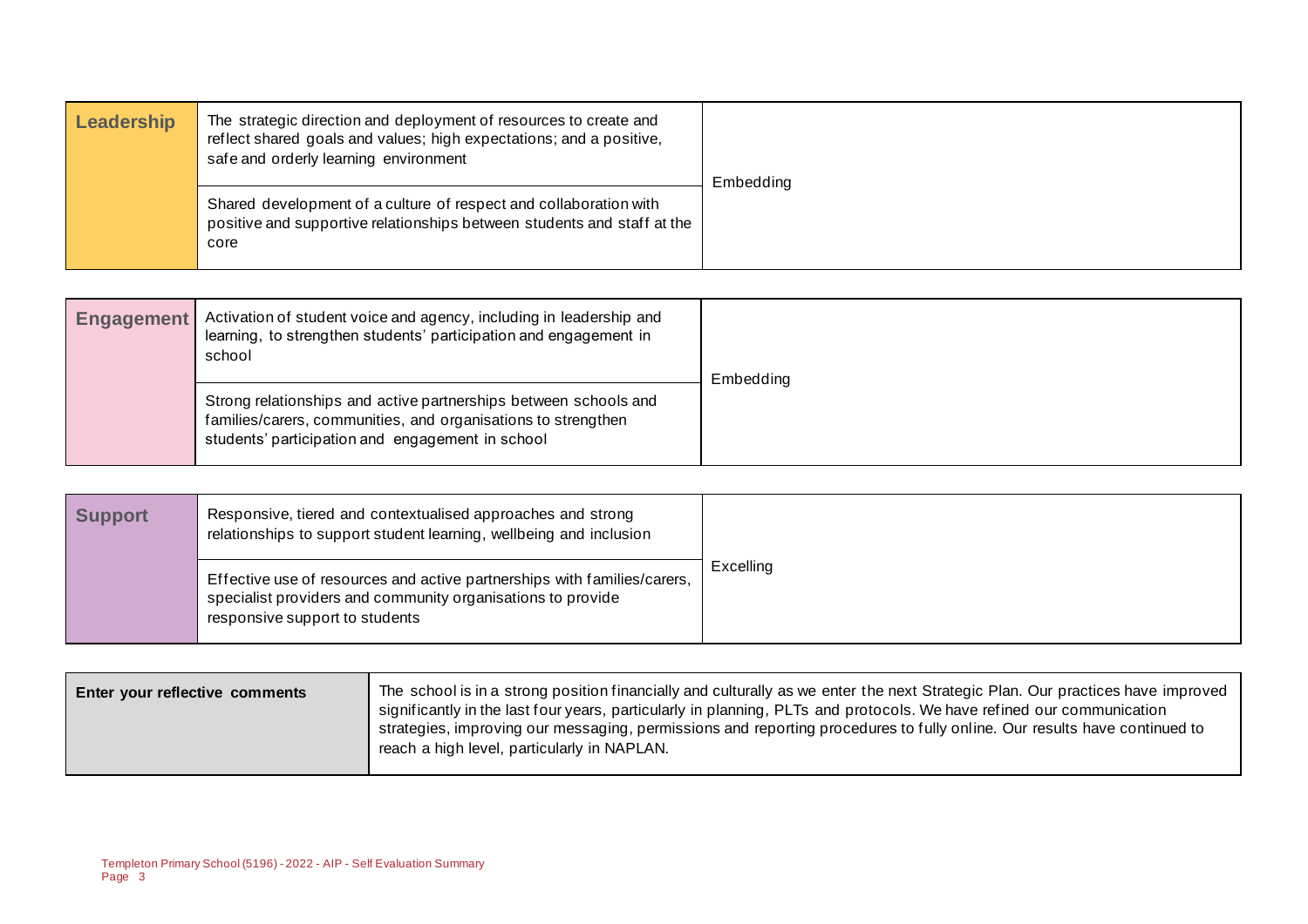| Leadership | | |
|---|---|---|
| Leadership | The strategic direction and deployment of resources to create and reflect shared goals and values; high expectations; and a positive, safe and orderly learning environment | Embedding |
| | Shared development of a culture of respect and collaboration with positive and supportive relationships between students and staff at the core | |

| Engagement | | |
|---|---|---|
| Engagement | Activation of student voice and agency, including in leadership and learning, to strengthen students' participation and engagement in school | Embedding |
| | Strong relationships and active partnerships between schools and families/carers, communities, and organisations to strengthen students' participation and engagement in school | |

| Support | | |
|---|---|---|
| Support | Responsive, tiered and contextualised approaches and strong relationships to support student learning, wellbeing and inclusion | Excelling |
| | Effective use of resources and active partnerships with families/carers, specialist providers and community organisations to provide responsive support to students | |

| Enter your reflective comments | |
|---|---|
| Enter your reflective comments | The school is in a strong position financially and culturally as we enter the next Strategic Plan. Our practices have improved significantly in the last four years, particularly in planning, PLTs and protocols. We have refined our communication strategies, improving our messaging, permissions and reporting procedures to fully online. Our results have continued to reach a high level, particularly in NAPLAN. |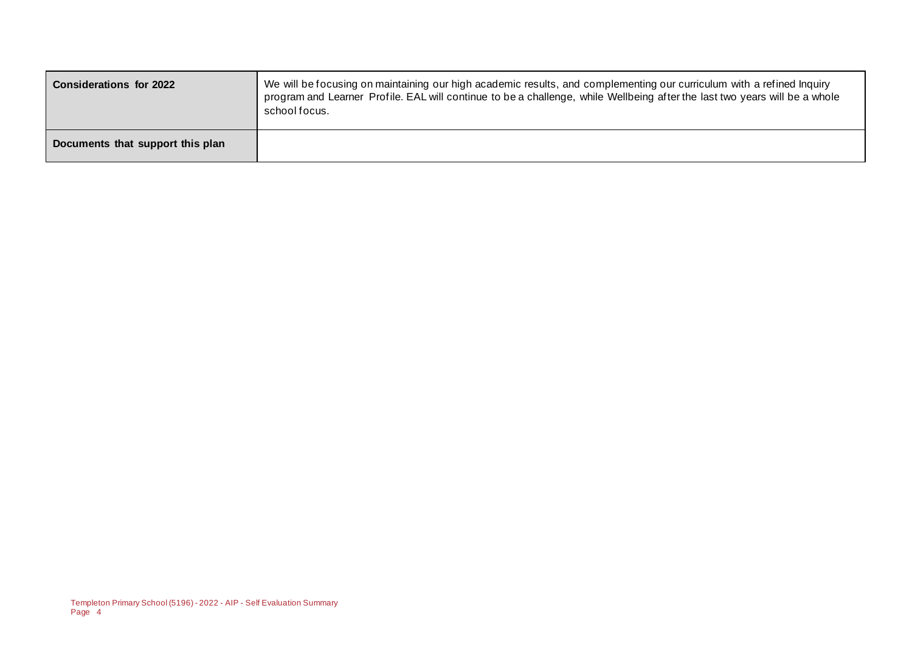| | |
|---|---|
| **Considerations for 2022** | We will be focusing on maintaining our high academic results, and complementing our curriculum with a refined Inquiry program and Learner Profile. EAL will continue to be a challenge, while Wellbeing after the last two years will be a whole school focus. |
| **Documents that support this plan** | |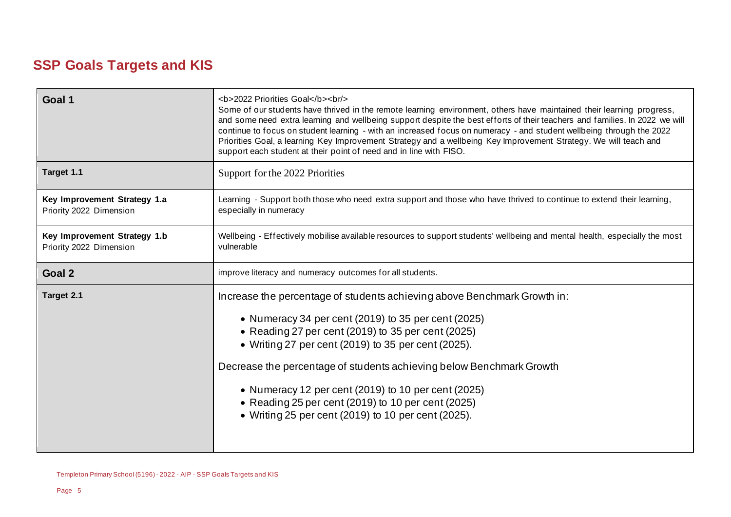## SSP Goals Targets and KIS

| Goal 1 | <b>2022 Priorities Goal</b><br/> Some of our students have thrived in the remote learning environment, others have maintained their learning progress, and some need extra learning and wellbeing support despite the best efforts of their teachers and families. In 2022 we will continue to focus on student learning - with an increased focus on numeracy - and student wellbeing through the 2022 Priorities Goal, a learning Key Improvement Strategy and a wellbeing Key Improvement Strategy. We will teach and support each student at their point of need and in line with FISO. |
|---|---|
| **Target 1.1** | Support for the 2022 Priorities |
| **Key Improvement Strategy 1.a** Priority 2022 Dimension | Learning - Support both those who need extra support and those who have thrived to continue to extend their learning, especially in numeracy |
| **Key Improvement Strategy 1.b** Priority 2022 Dimension | Wellbeing - Effectively mobilise available resources to support students' wellbeing and mental health, especially the most vulnerable |
| **Goal 2** | improve literacy and numeracy outcomes for all students. |
| **Target 2.1** | Increase the percentage of students achieving above Benchmark Growth in:<br>• Numeracy 34 per cent (2019) to 35 per cent (2025)<br>• Reading 27 per cent (2019) to 35 per cent (2025)<br>• Writing 27 per cent (2019) to 35 per cent (2025).<br>Decrease the percentage of students achieving below Benchmark Growth<br>• Numeracy 12 per cent (2019) to 10 per cent (2025)<br>• Reading 25 per cent (2019) to 10 per cent (2025)<br>• Writing 25 per cent (2019) to 10 per cent (2025). |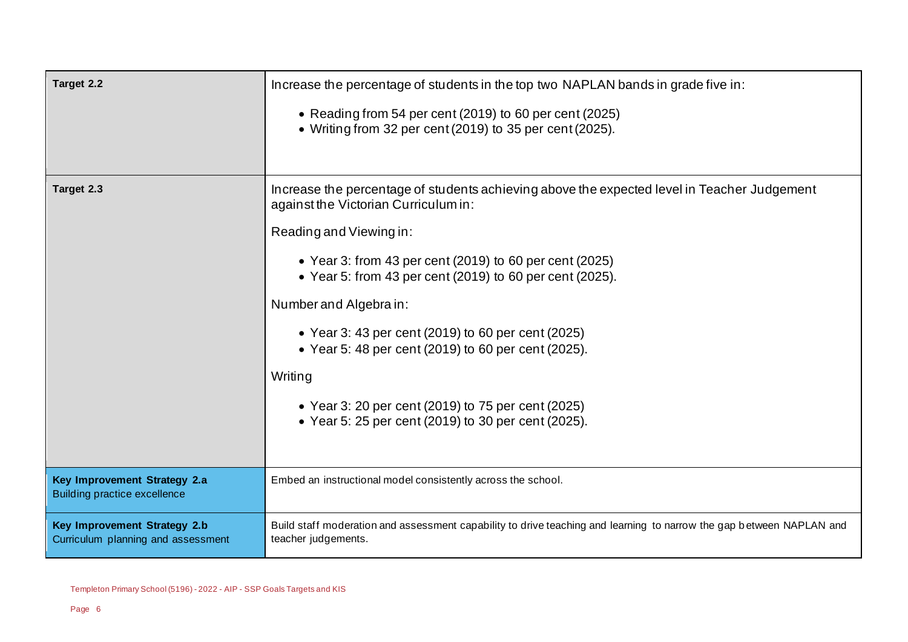| | |
|---|---|
| **Target 2.2** | Increase the percentage of students in the top two NAPLAN bands in grade five in:<br><br>• Reading from 54 per cent (2019) to 60 per cent (2025)<br>• Writing from 32 per cent (2019) to 35 per cent (2025). |
| **Target 2.3** | Increase the percentage of students achieving above the expected level in Teacher Judgement against the Victorian Curriculum in:<br><br>Reading and Viewing in:<br><br>• Year 3: from 43 per cent (2019) to 60 per cent (2025)<br>• Year 5: from 43 per cent (2019) to 60 per cent (2025).<br><br>Number and Algebra in:<br><br>• Year 3: 43 per cent (2019) to 60 per cent (2025)<br>• Year 5: 48 per cent (2019) to 60 per cent (2025).<br><br>Writing<br><br>• Year 3: 20 per cent (2019) to 75 per cent (2025)<br>• Year 5: 25 per cent (2019) to 30 per cent (2025). |
| **Key Improvement Strategy 2.a**<br>Building practice excellence | Embed an instructional model consistently across the school. |
| **Key Improvement Strategy 2.b**<br>Curriculum planning and assessment | Build staff moderation and assessment capability to drive teaching and learning to narrow the gap between NAPLAN and teacher judgements. |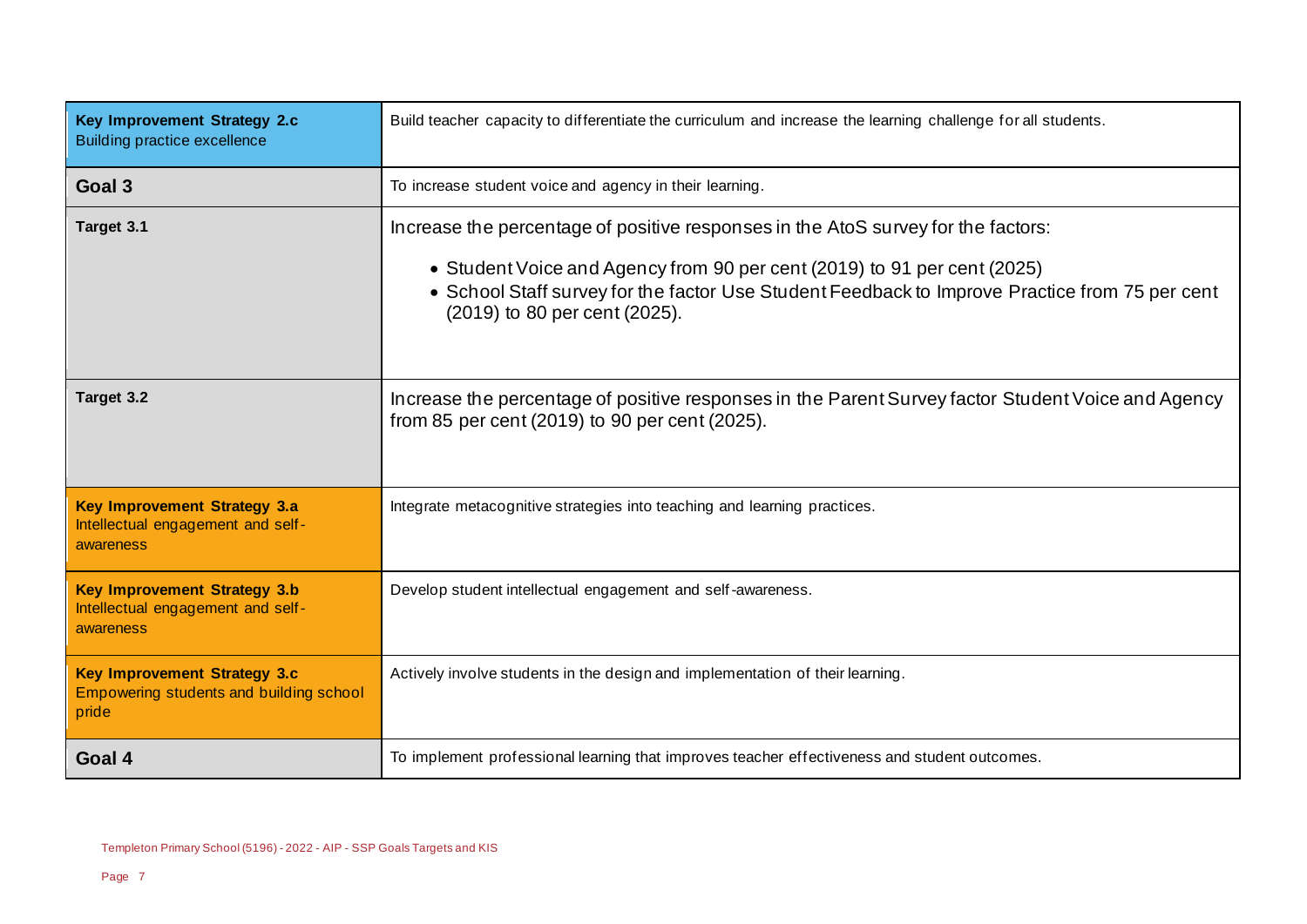| | |
|---|---|
| **Key Improvement Strategy 2.c** Building practice excellence | Build teacher capacity to differentiate the curriculum and increase the learning challenge for all students. |
| **Goal 3** | To increase student voice and agency in their learning. |
| **Target 3.1** | Increase the percentage of positive responses in the AtoS survey for the factors:<br>• Student Voice and Agency from 90 per cent (2019) to 91 per cent (2025)<br>• School Staff survey for the factor Use Student Feedback to Improve Practice from 75 per cent (2019) to 80 per cent (2025). |
| **Target 3.2** | Increase the percentage of positive responses in the Parent Survey factor Student Voice and Agency from 85 per cent (2019) to 90 per cent (2025). |
| **Key Improvement Strategy 3.a** Intellectual engagement and self-awareness | Integrate metacognitive strategies into teaching and learning practices. |
| **Key Improvement Strategy 3.b** Intellectual engagement and self-awareness | Develop student intellectual engagement and self-awareness. |
| **Key Improvement Strategy 3.c** Empowering students and building school pride | Actively involve students in the design and implementation of their learning. |
| **Goal 4** | To implement professional learning that improves teacher effectiveness and student outcomes. |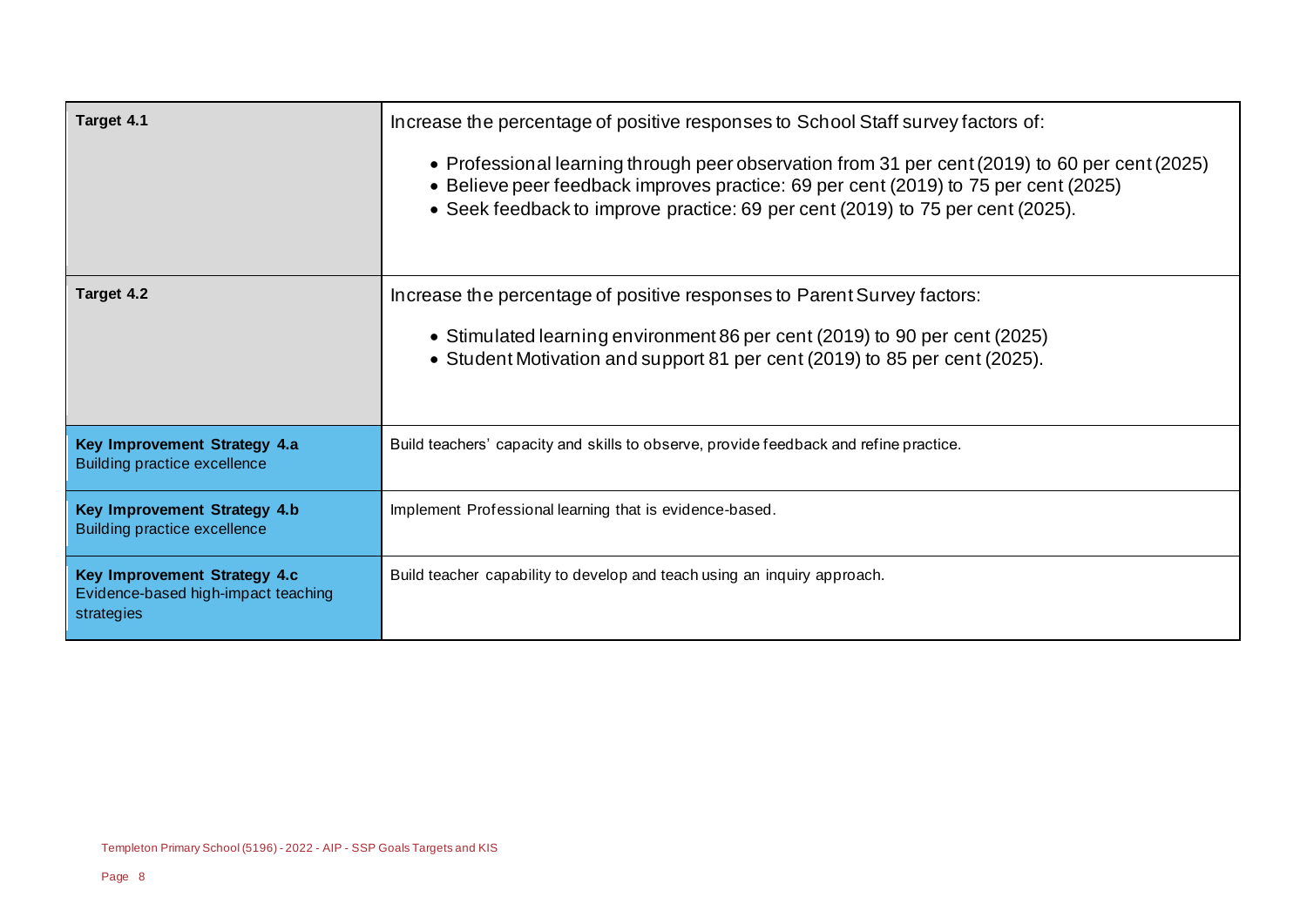| | |
|---|---|
| **Target 4.1** | Increase the percentage of positive responses to School Staff survey factors of:<br><br>• Professional learning through peer observation from 31 per cent (2019) to 60 per cent (2025)<br>• Believe peer feedback improves practice: 69 per cent (2019) to 75 per cent (2025)<br>• Seek feedback to improve practice: 69 per cent (2019) to 75 per cent (2025). |
| **Target 4.2** | Increase the percentage of positive responses to Parent Survey factors:<br><br>• Stimulated learning environment 86 per cent (2019) to 90 per cent (2025)<br>• Student Motivation and support 81 per cent (2019) to 85 per cent (2025). |
| **Key Improvement Strategy 4.a**<br>Building practice excellence | Build teachers' capacity and skills to observe, provide feedback and refine practice. |
| **Key Improvement Strategy 4.b**<br>Building practice excellence | Implement Professional learning that is evidence-based. |
| **Key Improvement Strategy 4.c**<br>Evidence-based high-impact teaching strategies | Build teacher capability to develop and teach using an inquiry approach. |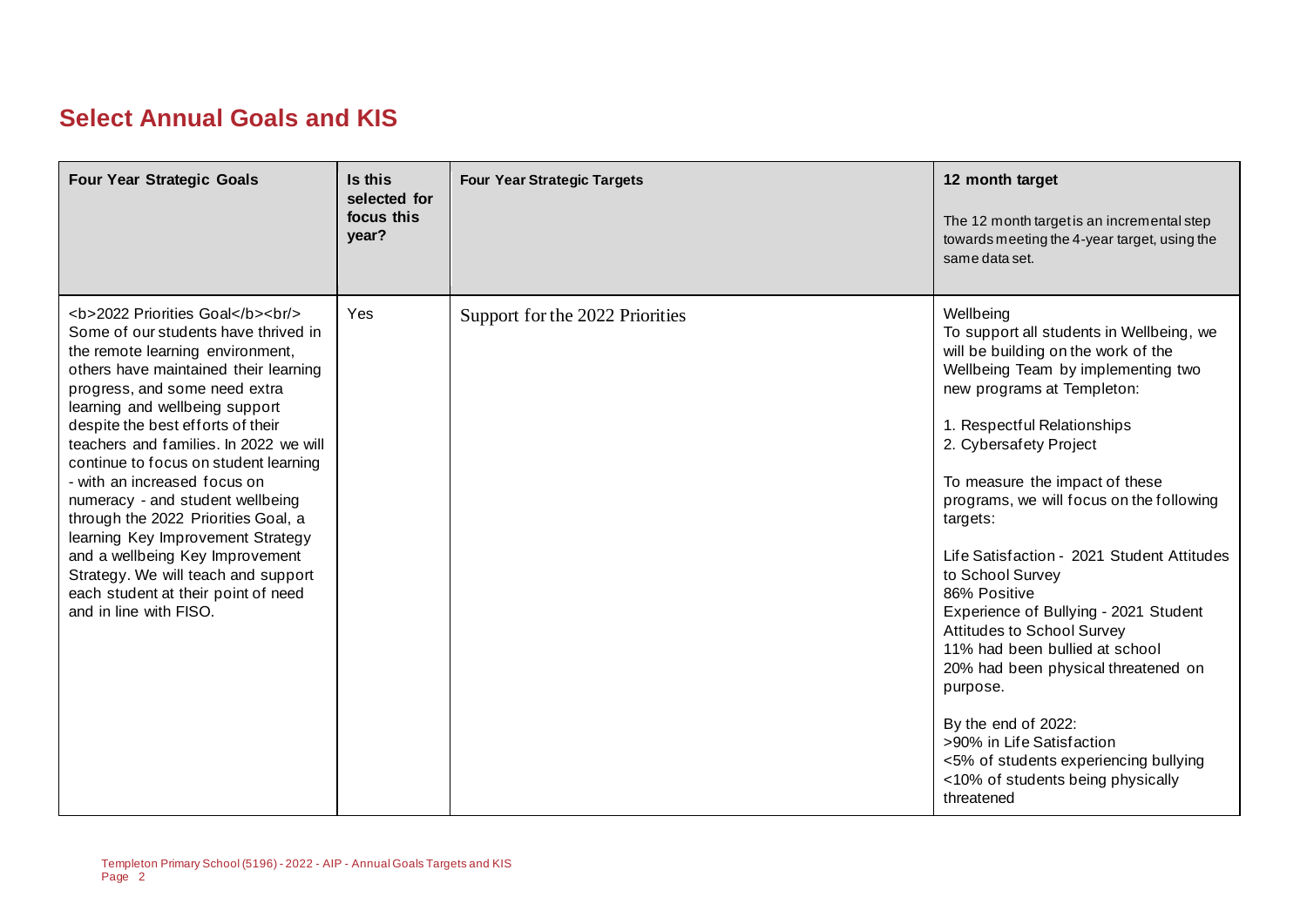## Select Annual Goals and KIS

| Four Year Strategic Goals | Is this selected for focus this year? | Four Year Strategic Targets | 12 month target<br>The 12 month target is an incremental step towards meeting the 4-year target, using the same data set. |
|---|---|---|---|
| <b>2022 Priorities Goal</b><br/> Some of our students have thrived in the remote learning environment, others have maintained their learning progress, and some need extra learning and wellbeing support despite the best efforts of their teachers and families. In 2022 we will continue to focus on student learning - with an increased focus on numeracy - and student wellbeing through the 2022 Priorities Goal, a learning Key Improvement Strategy and a wellbeing Key Improvement Strategy. We will teach and support each student at their point of need and in line with FISO. | Yes | Support for the 2022 Priorities | Wellbeing<br>To support all students in Wellbeing, we will be building on the work of the Wellbeing Team by implementing two new programs at Templeton:<br><br>1. Respectful Relationships<br>2. Cybersafety Project<br><br>To measure the impact of these programs, we will focus on the following targets:<br><br>Life Satisfaction - 2021 Student Attitudes to School Survey<br>86% Positive<br>Experience of Bullying - 2021 Student Attitudes to School Survey<br>11% had been bullied at school<br>20% had been physical threatened on purpose.<br><br>By the end of 2022:<br>>90% in Life Satisfaction<br><5% of students experiencing bullying<br><10% of students being physically threatened |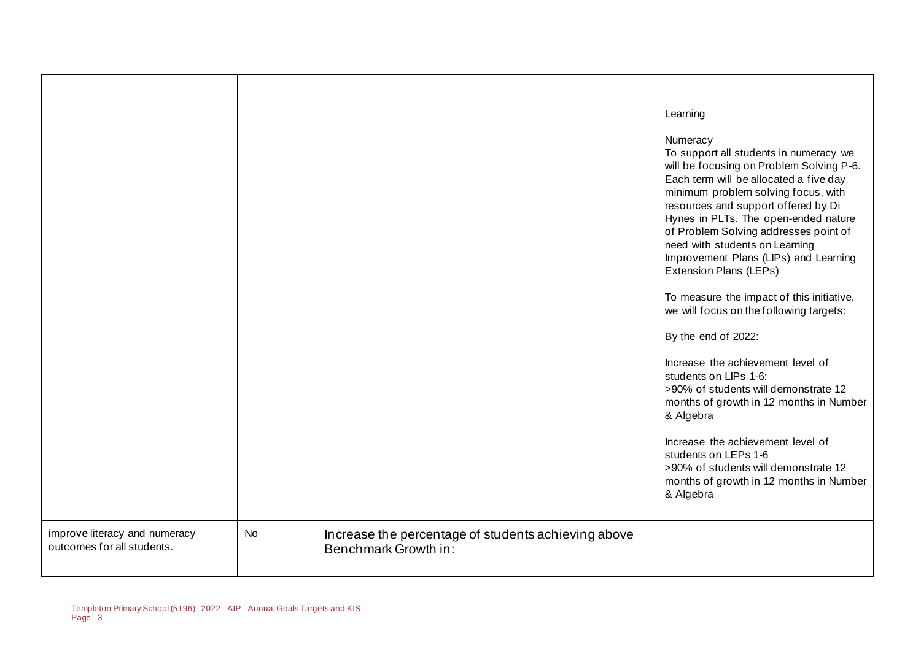| | | | |
|---|---|---|---|
| | | | Learning<br><br>Numeracy<br>To support all students in numeracy we will be focusing on Problem Solving P-6. Each term will be allocated a five day minimum problem solving focus, with resources and support offered by Di Hynes in PLTs. The open-ended nature of Problem Solving addresses point of need with students on Learning Improvement Plans (LIPs) and Learning Extension Plans (LEPs)<br><br>To measure the impact of this initiative, we will focus on the following targets:<br><br>By the end of 2022:<br><br>Increase the achievement level of students on LIPs 1-6:<br>>90% of students will demonstrate 12 months of growth in 12 months in Number & Algebra<br><br>Increase the achievement level of students on LEPs 1-6<br>>90% of students will demonstrate 12 months of growth in 12 months in Number & Algebra |
| improve literacy and numeracy outcomes for all students. | No | Increase the percentage of students achieving above Benchmark Growth in: | |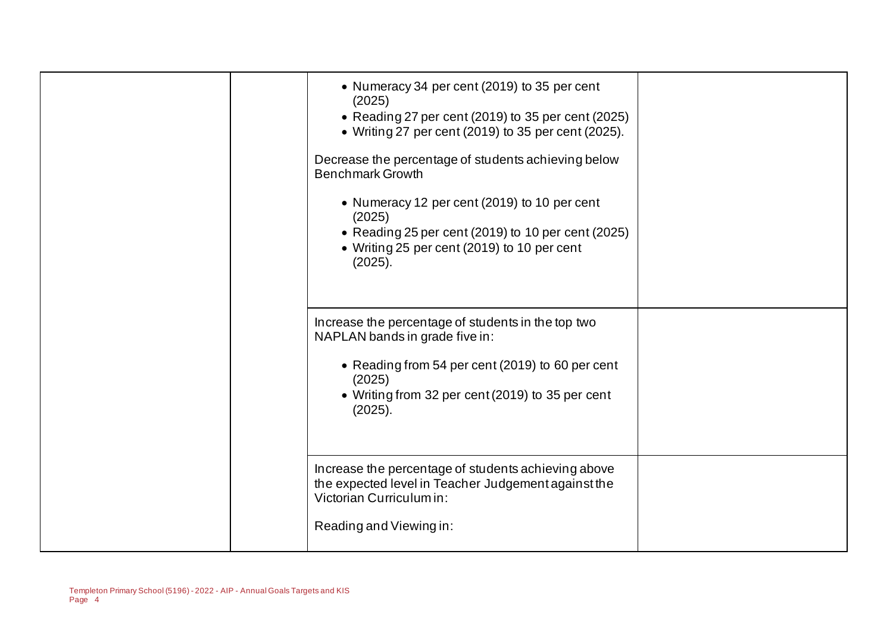| | | | |
|---|---|---|---|
| | | • Numeracy 34 per cent (2019) to 35 per cent (2025)<br>• Reading 27 per cent (2019) to 35 per cent (2025)<br>• Writing 27 per cent (2019) to 35 per cent (2025).<br><br>Decrease the percentage of students achieving below Benchmark Growth<br><br>• Numeracy 12 per cent (2019) to 10 per cent (2025)<br>• Reading 25 per cent (2019) to 10 per cent (2025)<br>• Writing 25 per cent (2019) to 10 per cent (2025). | |
| | | Increase the percentage of students in the top two NAPLAN bands in grade five in:<br><br>• Reading from 54 per cent (2019) to 60 per cent (2025)<br>• Writing from 32 per cent (2019) to 35 per cent (2025). | |
| | | Increase the percentage of students achieving above the expected level in Teacher Judgement against the Victorian Curriculum in:<br><br>Reading and Viewing in: | |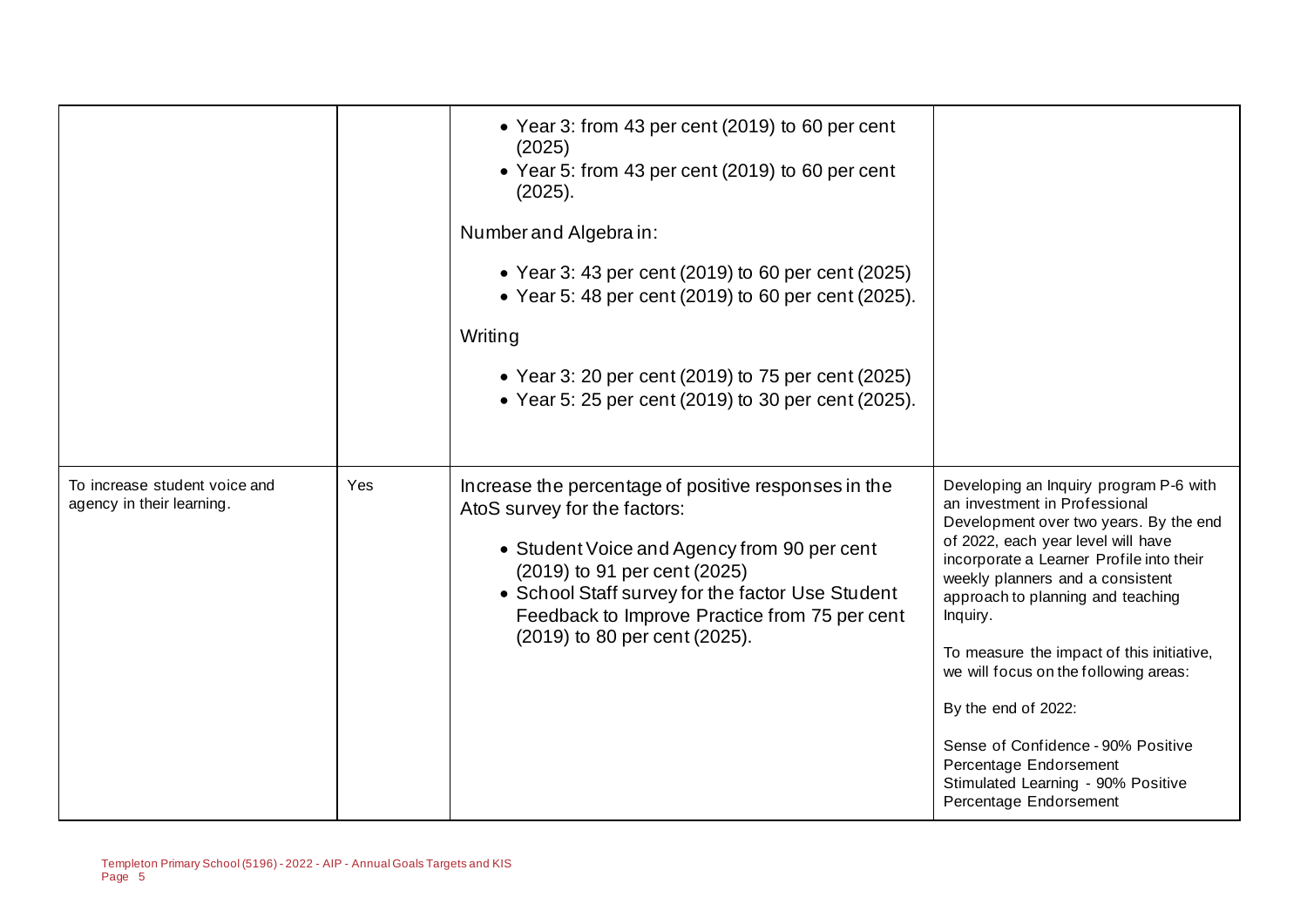| | | | |
|---|---|---|---|
| | | • Year 3: from 43 per cent (2019) to 60 per cent (2025)<br>• Year 5: from 43 per cent (2019) to 60 per cent (2025).<br><br>Number and Algebra in:<br><br>• Year 3: 43 per cent (2019) to 60 per cent (2025)<br>• Year 5: 48 per cent (2019) to 60 per cent (2025).<br><br>Writing<br><br>• Year 3: 20 per cent (2019) to 75 per cent (2025)<br>• Year 5: 25 per cent (2019) to 30 per cent (2025). | |
| To increase student voice and agency in their learning. | Yes | Increase the percentage of positive responses in the AtoS survey for the factors:<br><br>• Student Voice and Agency from 90 per cent (2019) to 91 per cent (2025)<br>• School Staff survey for the factor Use Student Feedback to Improve Practice from 75 per cent (2019) to 80 per cent (2025). | Developing an Inquiry program P-6 with an investment in Professional Development over two years. By the end of 2022, each year level will have incorporate a Learner Profile into their weekly planners and a consistent approach to planning and teaching Inquiry.<br><br>To measure the impact of this initiative, we will focus on the following areas:<br><br>By the end of 2022:<br><br>Sense of Confidence - 90% Positive Percentage Endorsement<br>Stimulated Learning - 90% Positive Percentage Endorsement |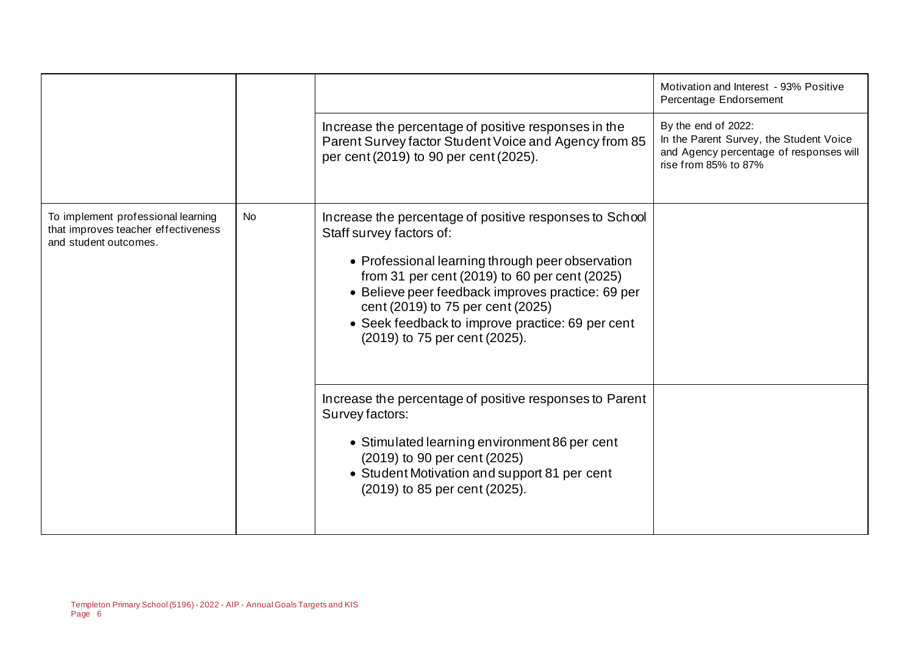| | | | |
|---|---|---|---|
| | | | Motivation and Interest - 93% Positive Percentage Endorsement |
| | | Increase the percentage of positive responses in the Parent Survey factor Student Voice and Agency from 85 per cent (2019) to 90 per cent (2025). | By the end of 2022:<br>In the Parent Survey, the Student Voice and Agency percentage of responses will rise from 85% to 87% |
| To implement professional learning that improves teacher effectiveness and student outcomes. | No | Increase the percentage of positive responses to School Staff survey factors of:<br>• Professional learning through peer observation from 31 per cent (2019) to 60 per cent (2025)<br>• Believe peer feedback improves practice: 69 per cent (2019) to 75 per cent (2025)<br>• Seek feedback to improve practice: 69 per cent (2019) to 75 per cent (2025). | |
| | | Increase the percentage of positive responses to Parent Survey factors:<br>• Stimulated learning environment 86 per cent (2019) to 90 per cent (2025)<br>• Student Motivation and support 81 per cent (2019) to 85 per cent (2025). | |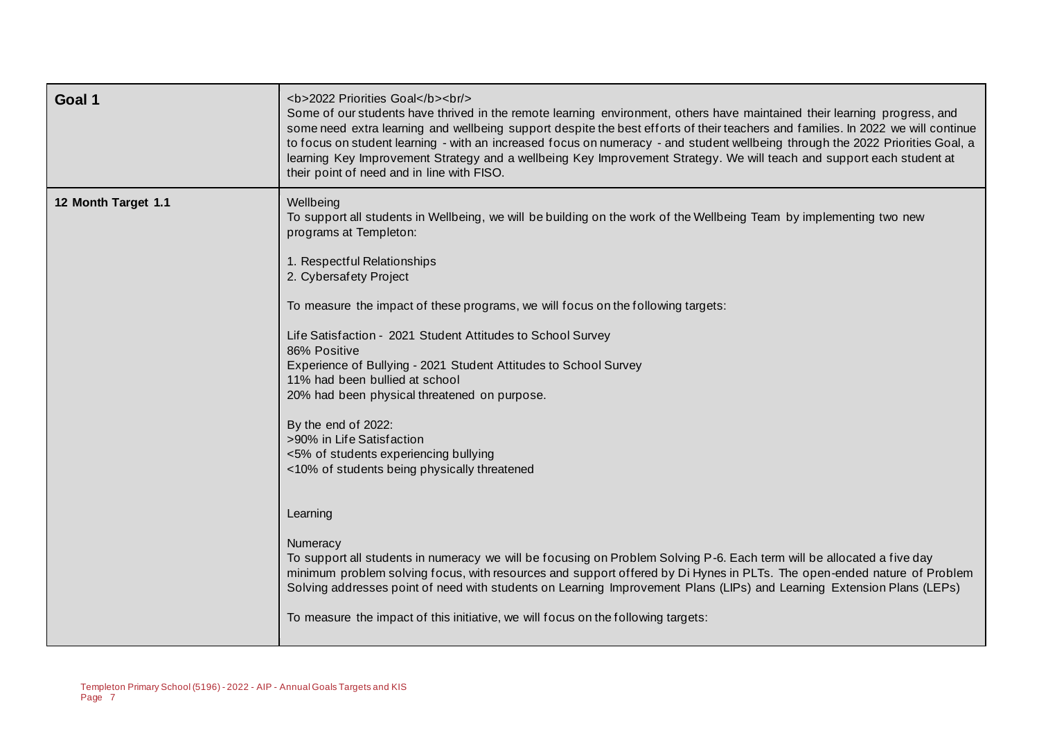| Goal 1 | <b>2022 Priorities Goal</b><br/> Some of our students have thrived in the remote learning environment, others have maintained their learning progress, and some need extra learning and wellbeing support despite the best efforts of their teachers and families. In 2022 we will continue to focus on student learning - with an increased focus on numeracy - and student wellbeing through the 2022 Priorities Goal, a learning Key Improvement Strategy and a wellbeing Key Improvement Strategy. We will teach and support each student at their point of need and in line with FISO. |
|---|---|
| 12 Month Target 1.1 | Wellbeing<br>To support all students in Wellbeing, we will be building on the work of the Wellbeing Team by implementing two new programs at Templeton:<br><br>1. Respectful Relationships<br>2. Cybersafety Project<br><br>To measure the impact of these programs, we will focus on the following targets:<br><br>Life Satisfaction - 2021 Student Attitudes to School Survey<br>86% Positive<br>Experience of Bullying - 2021 Student Attitudes to School Survey<br>11% had been bullied at school<br>20% had been physical threatened on purpose.<br><br>By the end of 2022:<br>>90% in Life Satisfaction<br><5% of students experiencing bullying<br><10% of students being physically threatened<br><br><br>Learning<br><br>Numeracy<br>To support all students in numeracy we will be focusing on Problem Solving P-6. Each term will be allocated a five day minimum problem solving focus, with resources and support offered by Di Hynes in PLTs. The open-ended nature of Problem Solving addresses point of need with students on Learning Improvement Plans (LIPs) and Learning Extension Plans (LEPs)<br><br>To measure the impact of this initiative, we will focus on the following targets: |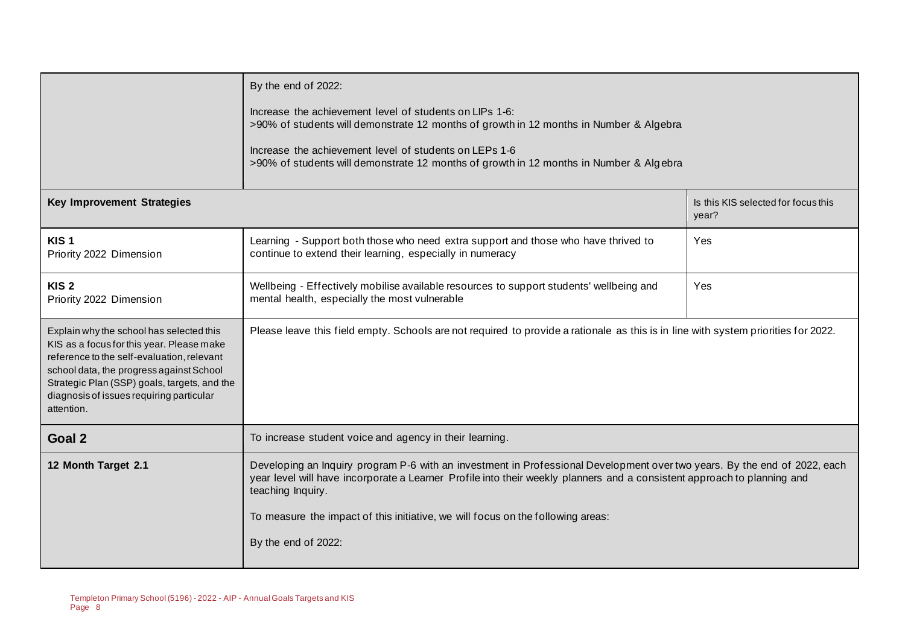| | | |
|---|---|---|
| | By the end of 2022:<br><br>Increase the achievement level of students on LIPs 1-6:<br>>90% of students will demonstrate 12 months of growth in 12 months in Number & Algebra<br><br>Increase the achievement level of students on LEPs 1-6<br>>90% of students will demonstrate 12 months of growth in 12 months in Number & Algebra | |
| **Key Improvement Strategies** | | Is this KIS selected for focus this year? |
| **KIS 1**<br>Priority 2022 Dimension | Learning - Support both those who need extra support and those who have thrived to continue to extend their learning, especially in numeracy | Yes |
| **KIS 2**<br>Priority 2022 Dimension | Wellbeing - Effectively mobilise available resources to support students' wellbeing and mental health, especially the most vulnerable | Yes |
| Explain why the school has selected this KIS as a focus for this year. Please make reference to the self-evaluation, relevant school data, the progress against School Strategic Plan (SSP) goals, targets, and the diagnosis of issues requiring particular attention. | Please leave this field empty. Schools are not required to provide a rationale as this is in line with system priorities for 2022. | |
| **Goal 2** | To increase student voice and agency in their learning. | |
| **12 Month Target 2.1** | Developing an Inquiry program P-6 with an investment in Professional Development over two years. By the end of 2022, each year level will have incorporate a Learner Profile into their weekly planners and a consistent approach to planning and teaching Inquiry.<br><br>To measure the impact of this initiative, we will focus on the following areas:<br><br>By the end of 2022: | |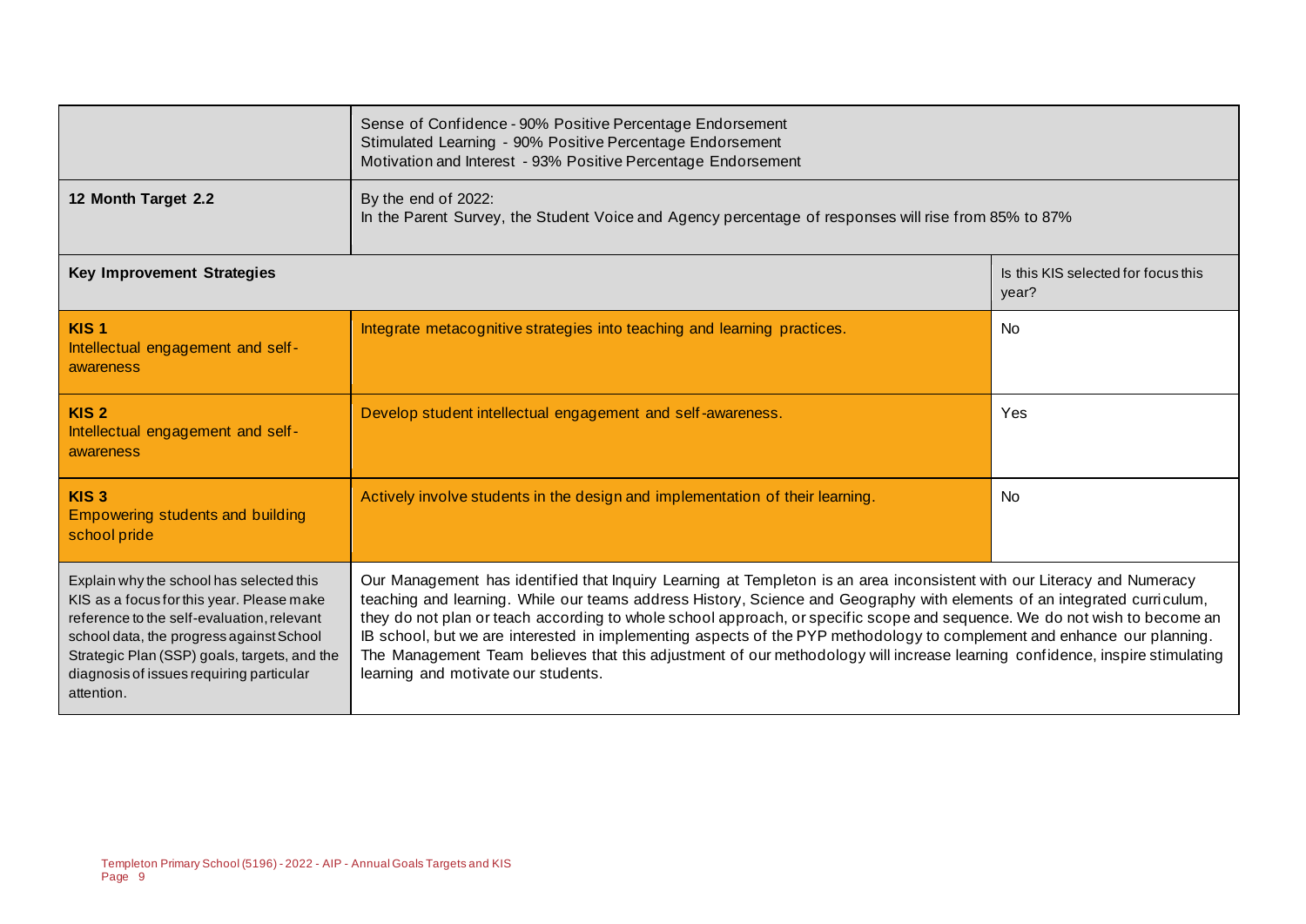| | | |
|---|---|---|
| | Sense of Confidence - 90% Positive Percentage Endorsement<br>Stimulated Learning - 90% Positive Percentage Endorsement<br>Motivation and Interest - 93% Positive Percentage Endorsement | |
| **12 Month Target 2.2** | By the end of 2022:<br>In the Parent Survey, the Student Voice and Agency percentage of responses will rise from 85% to 87% | |
| **Key Improvement Strategies** | | Is this KIS selected for focus this year? |
| **KIS 1**<br>Intellectual engagement and self-awareness | Integrate metacognitive strategies into teaching and learning practices. | No |
| **KIS 2**<br>Intellectual engagement and self-awareness | Develop student intellectual engagement and self-awareness. | Yes |
| **KIS 3**<br>Empowering students and building school pride | Actively involve students in the design and implementation of their learning. | No |
| Explain why the school has selected this KIS as a focus for this year. Please make reference to the self-evaluation, relevant school data, the progress against School Strategic Plan (SSP) goals, targets, and the diagnosis of issues requiring particular attention. | Our Management has identified that Inquiry Learning at Templeton is an area inconsistent with our Literacy and Numeracy teaching and learning. While our teams address History, Science and Geography with elements of an integrated curriculum, they do not plan or teach according to whole school approach, or specific scope and sequence. We do not wish to become an IB school, but we are interested in implementing aspects of the PYP methodology to complement and enhance our planning. The Management Team believes that this adjustment of our methodology will increase learning confidence, inspire stimulating learning and motivate our students. | |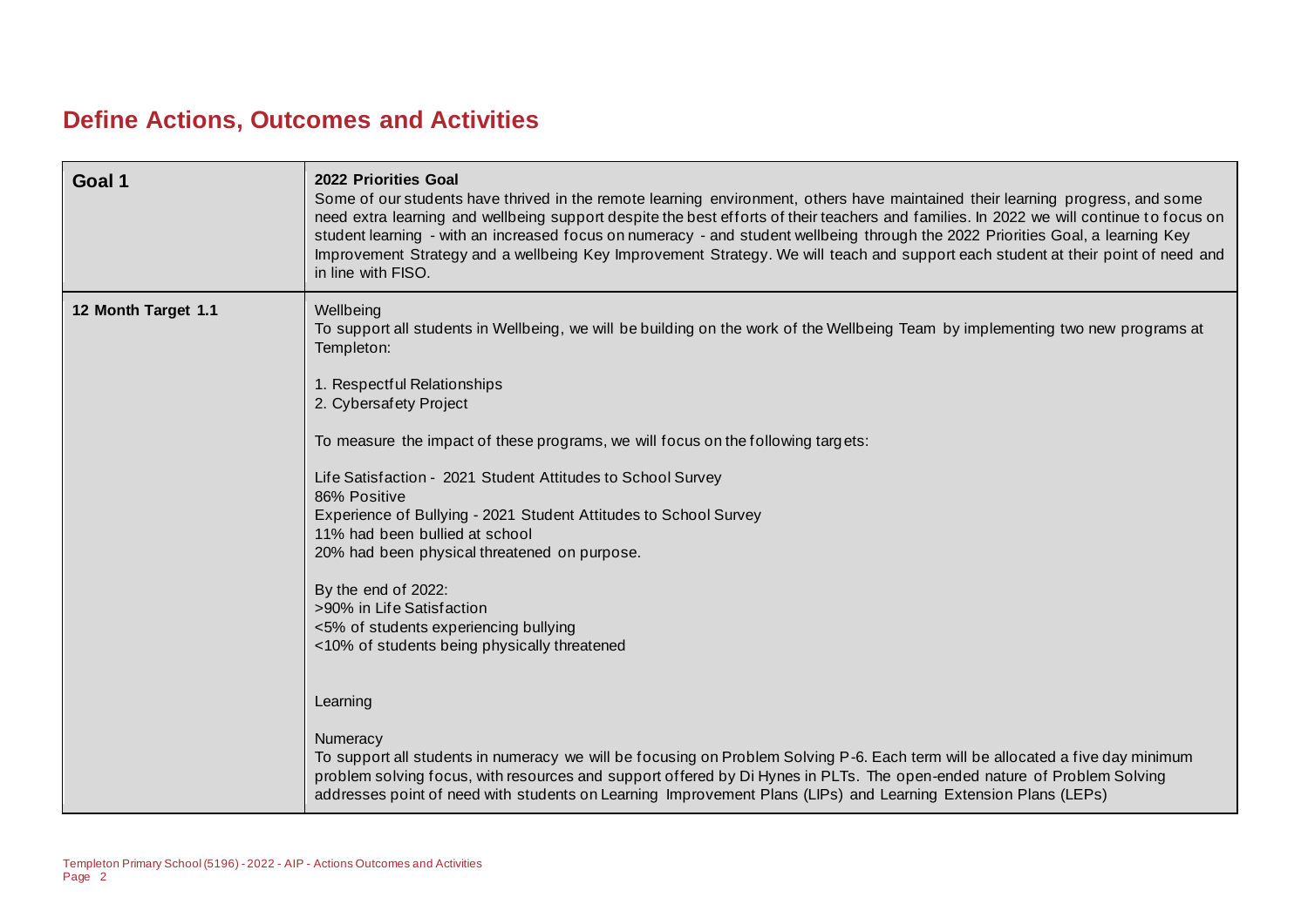## Define Actions, Outcomes and Activities

| | |
|---|---|
| **Goal 1** | **2022 Priorities Goal**<br>Some of our students have thrived in the remote learning environment, others have maintained their learning progress, and some need extra learning and wellbeing support despite the best efforts of their teachers and families. In 2022 we will continue to focus on student learning - with an increased focus on numeracy - and student wellbeing through the 2022 Priorities Goal, a learning Key Improvement Strategy and a wellbeing Key Improvement Strategy. We will teach and support each student at their point of need and in line with FISO. |
| **12 Month Target 1.1** | Wellbeing<br>To support all students in Wellbeing, we will be building on the work of the Wellbeing Team by implementing two new programs at Templeton:<br><br>1. Respectful Relationships<br>2. Cybersafety Project<br><br>To measure the impact of these programs, we will focus on the following targets:<br><br>Life Satisfaction - 2021 Student Attitudes to School Survey<br>86% Positive<br>Experience of Bullying - 2021 Student Attitudes to School Survey<br>11% had been bullied at school<br>20% had been physical threatened on purpose.<br><br>By the end of 2022:<br>>90% in Life Satisfaction<br><5% of students experiencing bullying<br><10% of students being physically threatened<br><br><br>Learning<br><br>Numeracy<br>To support all students in numeracy we will be focusing on Problem Solving P-6. Each term will be allocated a five day minimum problem solving focus, with resources and support offered by Di Hynes in PLTs. The open-ended nature of Problem Solving addresses point of need with students on Learning Improvement Plans (LIPs) and Learning Extension Plans (LEPs) |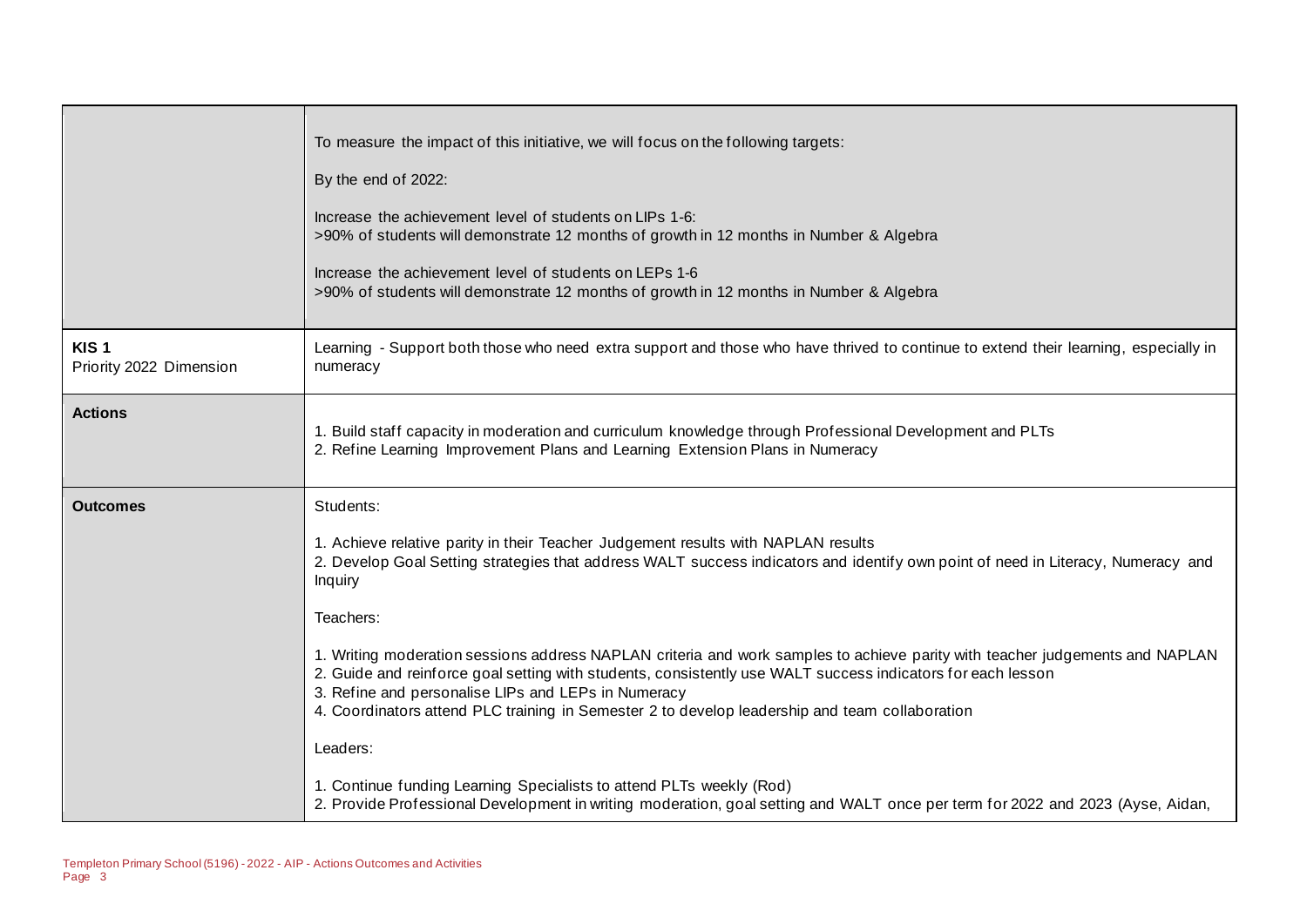| | |
|---|---|
| | To measure the impact of this initiative, we will focus on the following targets:<br><br>By the end of 2022:<br><br>Increase the achievement level of students on LIPs 1-6:<br>>90% of students will demonstrate 12 months of growth in 12 months in Number & Algebra<br><br>Increase the achievement level of students on LEPs 1-6<br>>90% of students will demonstrate 12 months of growth in 12 months in Number & Algebra |
| **KIS 1**<br>Priority 2022 Dimension | Learning - Support both those who need extra support and those who have thrived to continue to extend their learning, especially in numeracy |
| **Actions** | 1. Build staff capacity in moderation and curriculum knowledge through Professional Development and PLTs<br>2. Refine Learning Improvement Plans and Learning Extension Plans in Numeracy |
| **Outcomes** | Students:<br><br>1. Achieve relative parity in their Teacher Judgement results with NAPLAN results<br>2. Develop Goal Setting strategies that address WALT success indicators and identify own point of need in Literacy, Numeracy and Inquiry<br><br>Teachers:<br><br>1. Writing moderation sessions address NAPLAN criteria and work samples to achieve parity with teacher judgements and NAPLAN<br>2. Guide and reinforce goal setting with students, consistently use WALT success indicators for each lesson<br>3. Refine and personalise LIPs and LEPs in Numeracy<br>4. Coordinators attend PLC training in Semester 2 to develop leadership and team collaboration<br><br>Leaders:<br><br>1. Continue funding Learning Specialists to attend PLTs weekly (Rod)<br>2. Provide Professional Development in writing moderation, goal setting and WALT once per term for 2022 and 2023 (Ayse, Aidan, |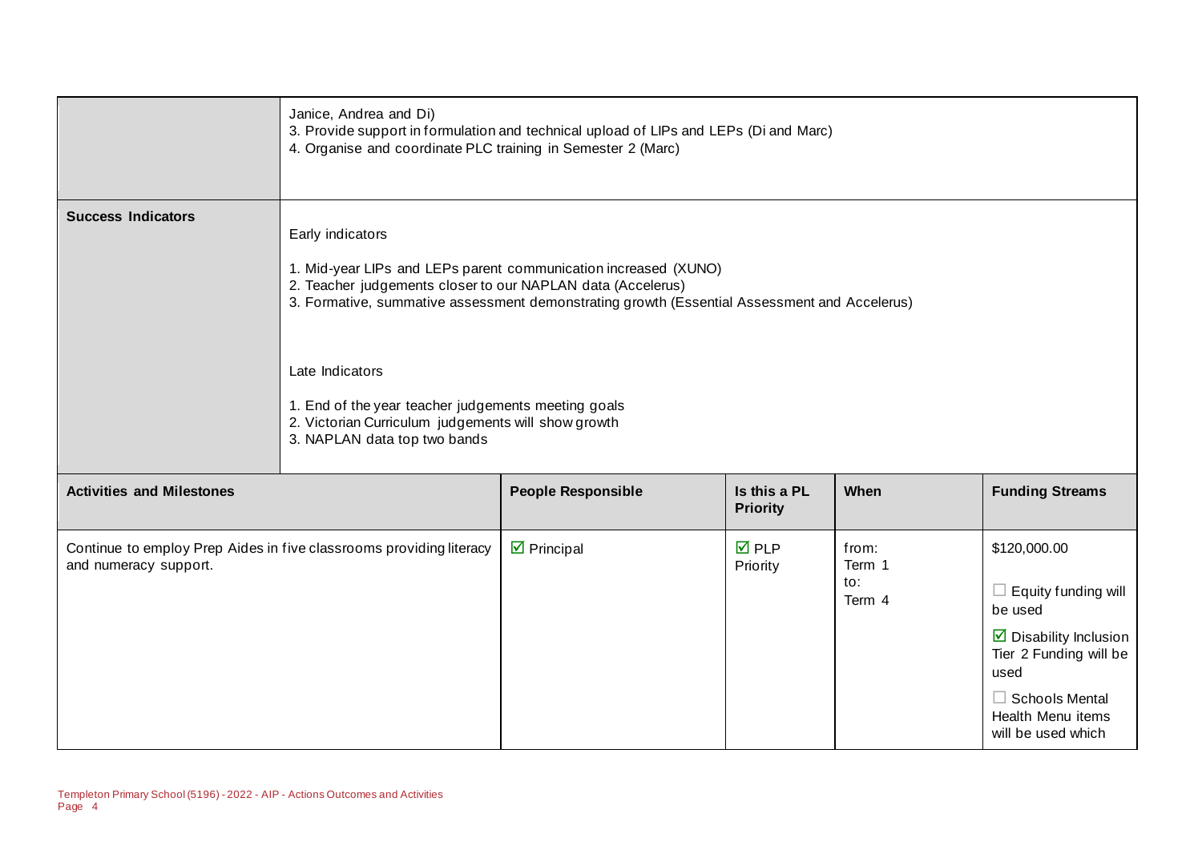| | |
|---|---|
| | Janice, Andrea and Di)<br>3. Provide support in formulation and technical upload of LIPs and LEPs (Di and Marc)<br>4. Organise and coordinate PLC training in Semester 2 (Marc) |
| **Success Indicators** | Early indicators<br><br>1. Mid-year LIPs and LEPs parent communication increased (XUNO)<br>2. Teacher judgements closer to our NAPLAN data (Accelerus)<br>3. Formative, summative assessment demonstrating growth (Essential Assessment and Accelerus)<br><br>Late Indicators<br><br>1. End of the year teacher judgements meeting goals<br>2. Victorian Curriculum judgements will show growth<br>3. NAPLAN data top two bands |

| **Activities and Milestones** | **People Responsible** | **Is this a PL Priority** | **When** | **Funding Streams** |
|---|---|---|---|---|
| Continue to employ Prep Aides in five classrooms providing literacy and numeracy support. | ☑ Principal | ☑ PLP Priority | from: Term 1<br>to: Term 4 | $120,000.00<br><br>☐ Equity funding will be used<br><br>☑ Disability Inclusion Tier 2 Funding will be used<br><br>☐ Schools Mental Health Menu items will be used which |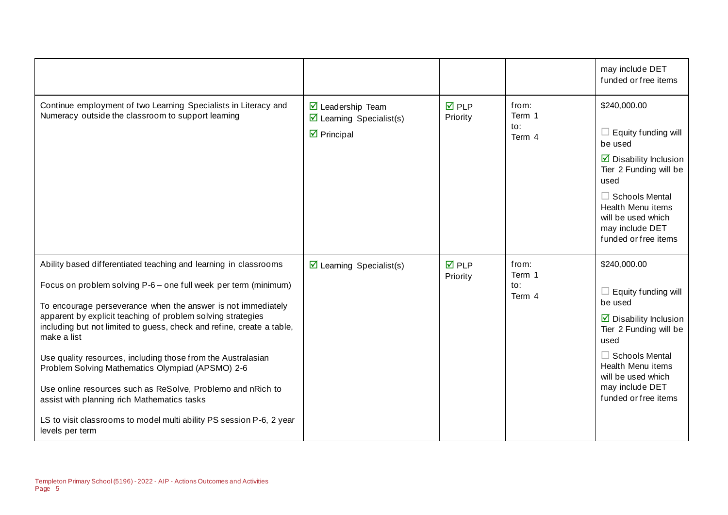| | | | | may include DET funded or free items |
|---|---|---|---|---|
| Continue employment of two Learning Specialists in Literacy and Numeracy outside the classroom to support learning | ☑ Leadership Team<br>☑ Learning Specialist(s)<br>☑ Principal | ☑ PLP Priority | from:<br>Term 1<br>to:<br>Term 4 | $240,000.00<br><br>☐ Equity funding will be used<br><br>☑ Disability Inclusion Tier 2 Funding will be used<br><br>☐ Schools Mental Health Menu items will be used which may include DET funded or free items |
| Ability based differentiated teaching and learning in classrooms<br><br>Focus on problem solving P-6 – one full week per term (minimum)<br><br>To encourage perseverance when the answer is not immediately apparent by explicit teaching of problem solving strategies including but not limited to guess, check and refine, create a table, make a list<br><br>Use quality resources, including those from the Australasian Problem Solving Mathematics Olympiad (APSMO) 2-6<br><br>Use online resources such as ReSolve, Problemo and nRich to assist with planning rich Mathematics tasks<br><br>LS to visit classrooms to model multi ability PS session P-6, 2 year levels per term | ☑ Learning Specialist(s) | ☑ PLP Priority | from:<br>Term 1<br>to:<br>Term 4 | $240,000.00<br><br>☐ Equity funding will be used<br><br>☑ Disability Inclusion Tier 2 Funding will be used<br><br>☐ Schools Mental Health Menu items will be used which may include DET funded or free items |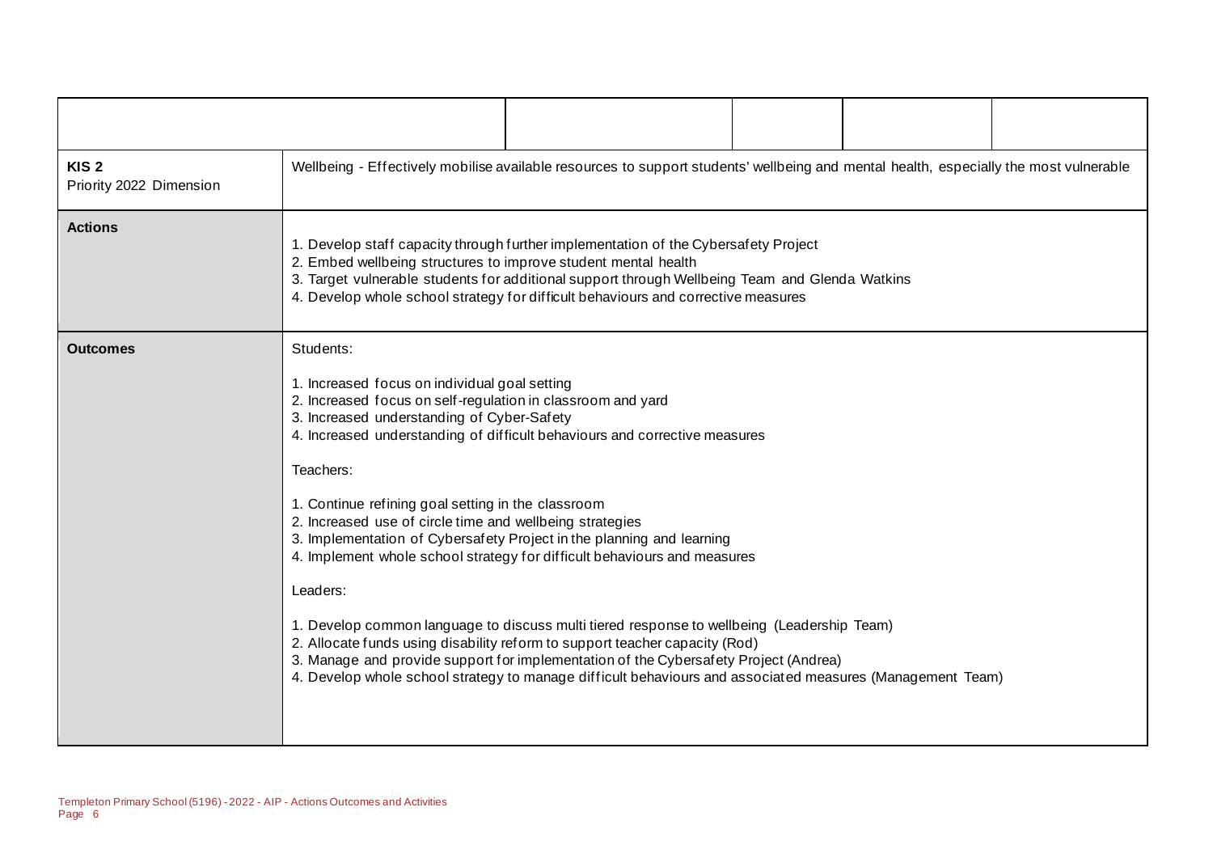| | | | | |
|---|---|---|---|---|
| **KIS 2**<br>Priority 2022 Dimension | Wellbeing - Effectively mobilise available resources to support students' wellbeing and mental health, especially the most vulnerable | | | |
| **Actions** | 1. Develop staff capacity through further implementation of the Cybersafety Project<br>2. Embed wellbeing structures to improve student mental health<br>3. Target vulnerable students for additional support through Wellbeing Team and Glenda Watkins<br>4. Develop whole school strategy for difficult behaviours and corrective measures | | | |
| **Outcomes** | Students:<br><br>1. Increased focus on individual goal setting<br>2. Increased focus on self-regulation in classroom and yard<br>3. Increased understanding of Cyber-Safety<br>4. Increased understanding of difficult behaviours and corrective measures<br><br>Teachers:<br><br>1. Continue refining goal setting in the classroom<br>2. Increased use of circle time and wellbeing strategies<br>3. Implementation of Cybersafety Project in the planning and learning<br>4. Implement whole school strategy for difficult behaviours and measures<br><br>Leaders:<br><br>1. Develop common language to discuss multi tiered response to wellbeing (Leadership Team)<br>2. Allocate funds using disability reform to support teacher capacity (Rod)<br>3. Manage and provide support for implementation of the Cybersafety Project (Andrea)<br>4. Develop whole school strategy to manage difficult behaviours and associated measures (Management Team) | | | |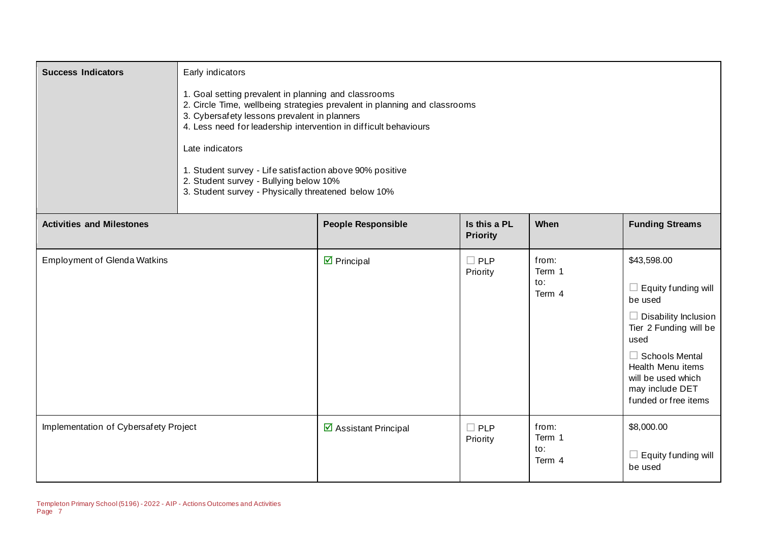| Success Indicators | Early indicators<br><br>1. Goal setting prevalent in planning and classrooms<br>2. Circle Time, wellbeing strategies prevalent in planning and classrooms<br>3. Cybersafety lessons prevalent in planners<br>4. Less need for leadership intervention in difficult behaviours<br><br>Late indicators<br><br>1. Student survey - Life satisfaction above 90% positive<br>2. Student survey - Bullying below 10%<br>3. Student survey - Physically threatened below 10% |
|---|---|

| Activities and Milestones | People Responsible | Is this a PL Priority | When | Funding Streams |
|---|---|---|---|---|
| Employment of Glenda Watkins | ☑ Principal | ☐ PLP Priority | from: Term 1<br>to: Term 4 | $43,598.00<br><br>☐ Equity funding will be used<br><br>☐ Disability Inclusion Tier 2 Funding will be used<br><br>☐ Schools Mental Health Menu items will be used which may include DET funded or free items |
| Implementation of Cybersafety Project | ☑ Assistant Principal | ☐ PLP Priority | from: Term 1<br>to: Term 4 | $8,000.00<br><br>☐ Equity funding will be used |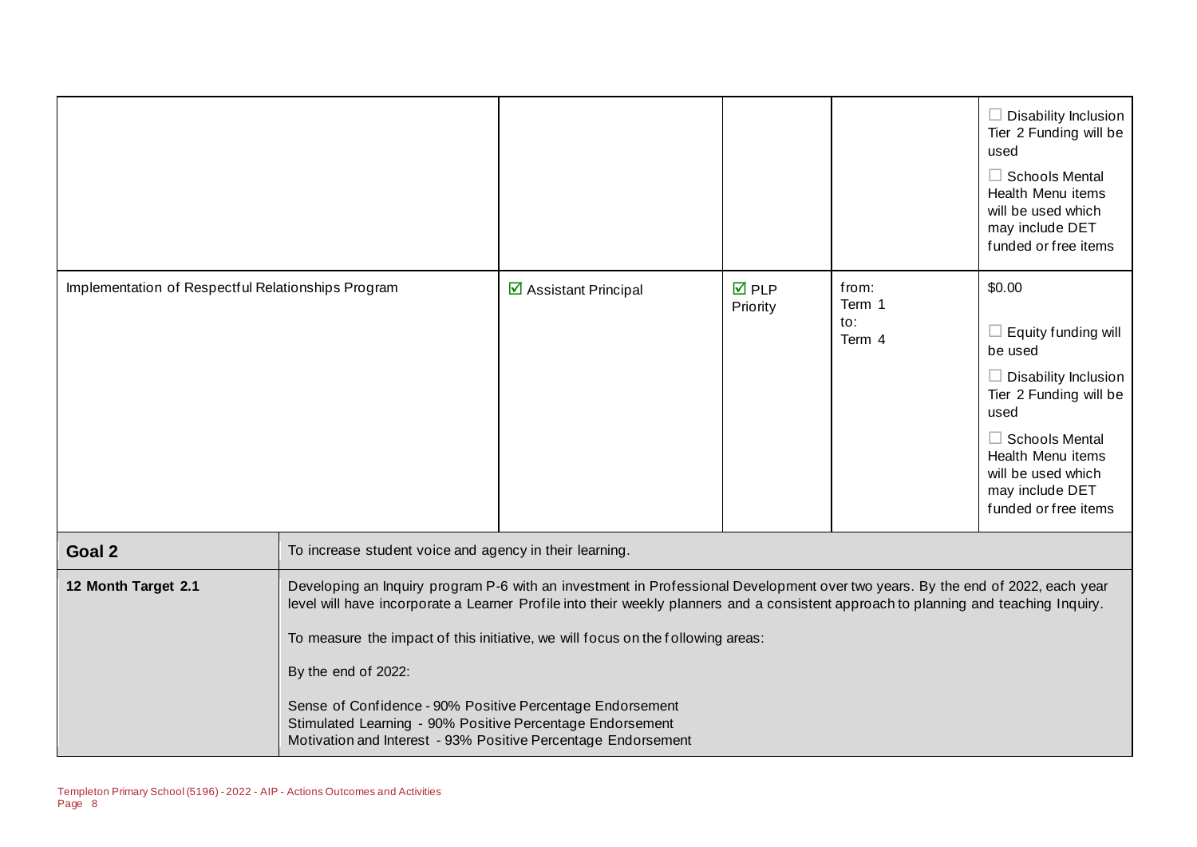| | | | | |
|---|---|---|---|---|
| | | | | ☐ Disability Inclusion Tier 2 Funding will be used<br>☐ Schools Mental Health Menu items will be used which may include DET funded or free items |
| Implementation of Respectful Relationships Program | ☑ Assistant Principal | ☑ PLP Priority | from: Term 1<br>to: Term 4 | $0.00<br>☐ Equity funding will be used<br>☐ Disability Inclusion Tier 2 Funding will be used<br>☐ Schools Mental Health Menu items will be used which may include DET funded or free items |

| | |
|---|---|
| **Goal 2** | To increase student voice and agency in their learning. |
| **12 Month Target 2.1** | Developing an Inquiry program P-6 with an investment in Professional Development over two years. By the end of 2022, each year level will have incorporate a Learner Profile into their weekly planners and a consistent approach to planning and teaching Inquiry.<br><br>To measure the impact of this initiative, we will focus on the following areas:<br><br>By the end of 2022:<br><br>Sense of Confidence - 90% Positive Percentage Endorsement<br>Stimulated Learning - 90% Positive Percentage Endorsement<br>Motivation and Interest - 93% Positive Percentage Endorsement |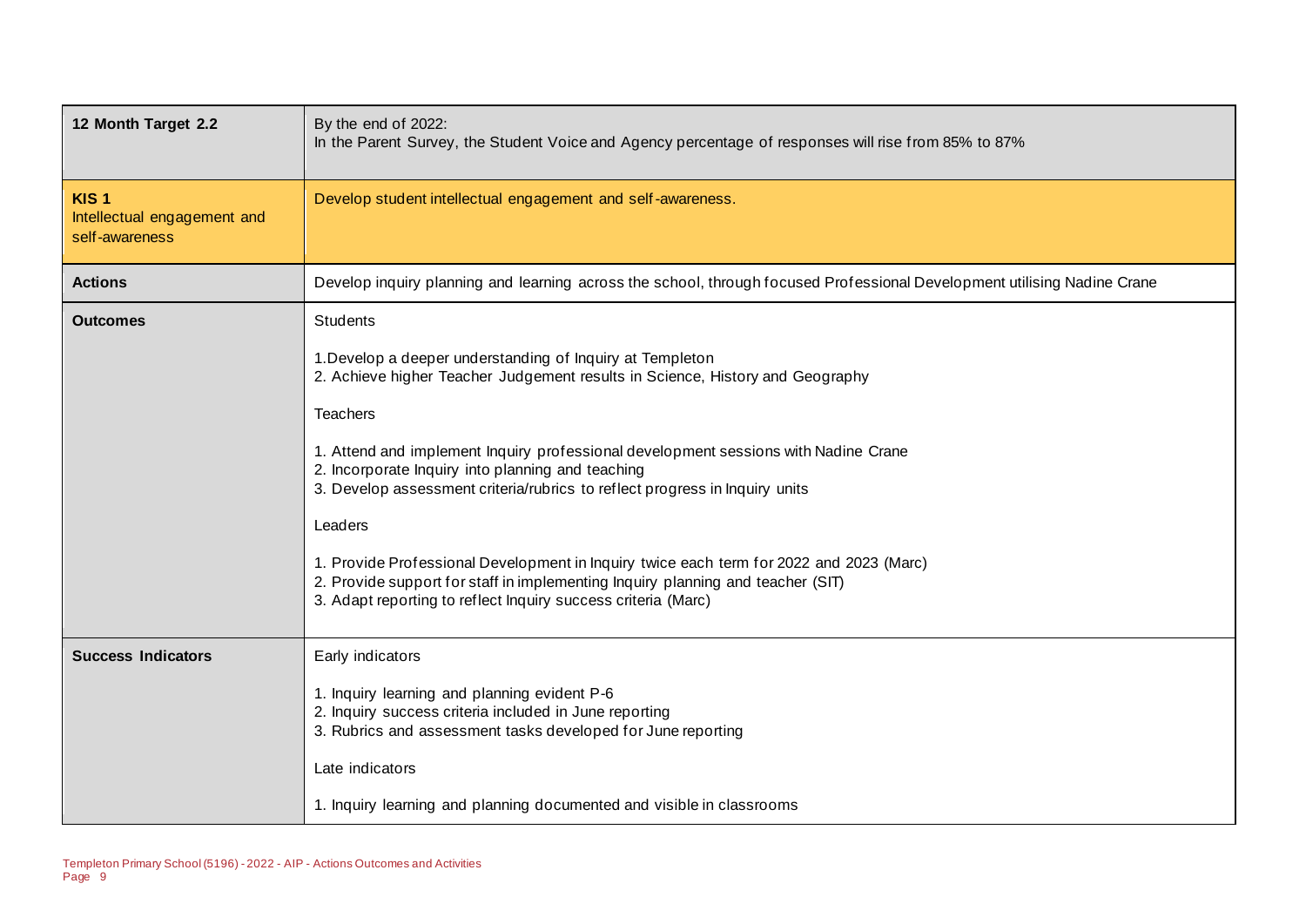| 12 Month Target 2.2 | By the end of 2022:<br>In the Parent Survey, the Student Voice and Agency percentage of responses will rise from 85% to 87% |
|---|---|
| **KIS 1**<br>Intellectual engagement and self-awareness | Develop student intellectual engagement and self-awareness. |
| **Actions** | Develop inquiry planning and learning across the school, through focused Professional Development utilising Nadine Crane |
| **Outcomes** | Students<br><br>1.Develop a deeper understanding of Inquiry at Templeton<br>2. Achieve higher Teacher Judgement results in Science, History and Geography<br><br>Teachers<br><br>1. Attend and implement Inquiry professional development sessions with Nadine Crane<br>2. Incorporate Inquiry into planning and teaching<br>3. Develop assessment criteria/rubrics to reflect progress in Inquiry units<br><br>Leaders<br><br>1. Provide Professional Development in Inquiry twice each term for 2022 and 2023 (Marc)<br>2. Provide support for staff in implementing Inquiry planning and teacher (SIT)<br>3. Adapt reporting to reflect Inquiry success criteria (Marc) |
| **Success Indicators** | Early indicators<br><br>1. Inquiry learning and planning evident P-6<br>2. Inquiry success criteria included in June reporting<br>3. Rubrics and assessment tasks developed for June reporting<br><br>Late indicators<br><br>1. Inquiry learning and planning documented and visible in classrooms |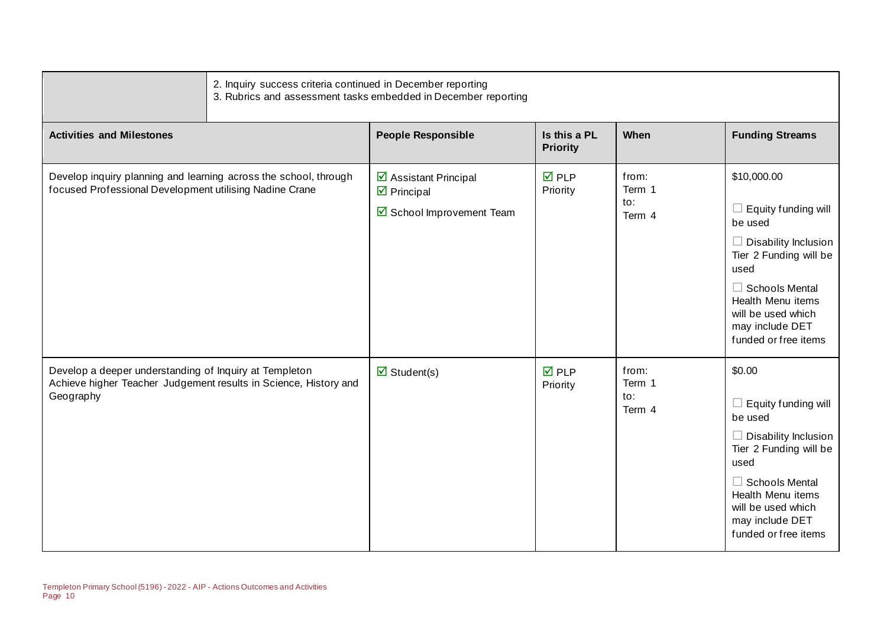| | 2. Inquiry success criteria continued in December reporting<br>3. Rubrics and assessment tasks embedded in December reporting | | | |
|---|---|---|---|---|
| **Activities and Milestones** | **People Responsible** | **Is this a PL Priority** | **When** | **Funding Streams** |
| Develop inquiry planning and learning across the school, through focused Professional Development utilising Nadine Crane | ☑ Assistant Principal<br>☑ Principal<br>☑ School Improvement Team | ☑ PLP Priority | from: Term 1<br>to: Term 4 | $10,000.00<br>☐ Equity funding will be used<br>☐ Disability Inclusion Tier 2 Funding will be used<br>☐ Schools Mental Health Menu items will be used which may include DET funded or free items |
| Develop a deeper understanding of Inquiry at Templeton<br>Achieve higher Teacher Judgement results in Science, History and Geography | ☑ Student(s) | ☑ PLP Priority | from: Term 1<br>to: Term 4 | $0.00<br>☐ Equity funding will be used<br>☐ Disability Inclusion Tier 2 Funding will be used<br>☐ Schools Mental Health Menu items will be used which may include DET funded or free items |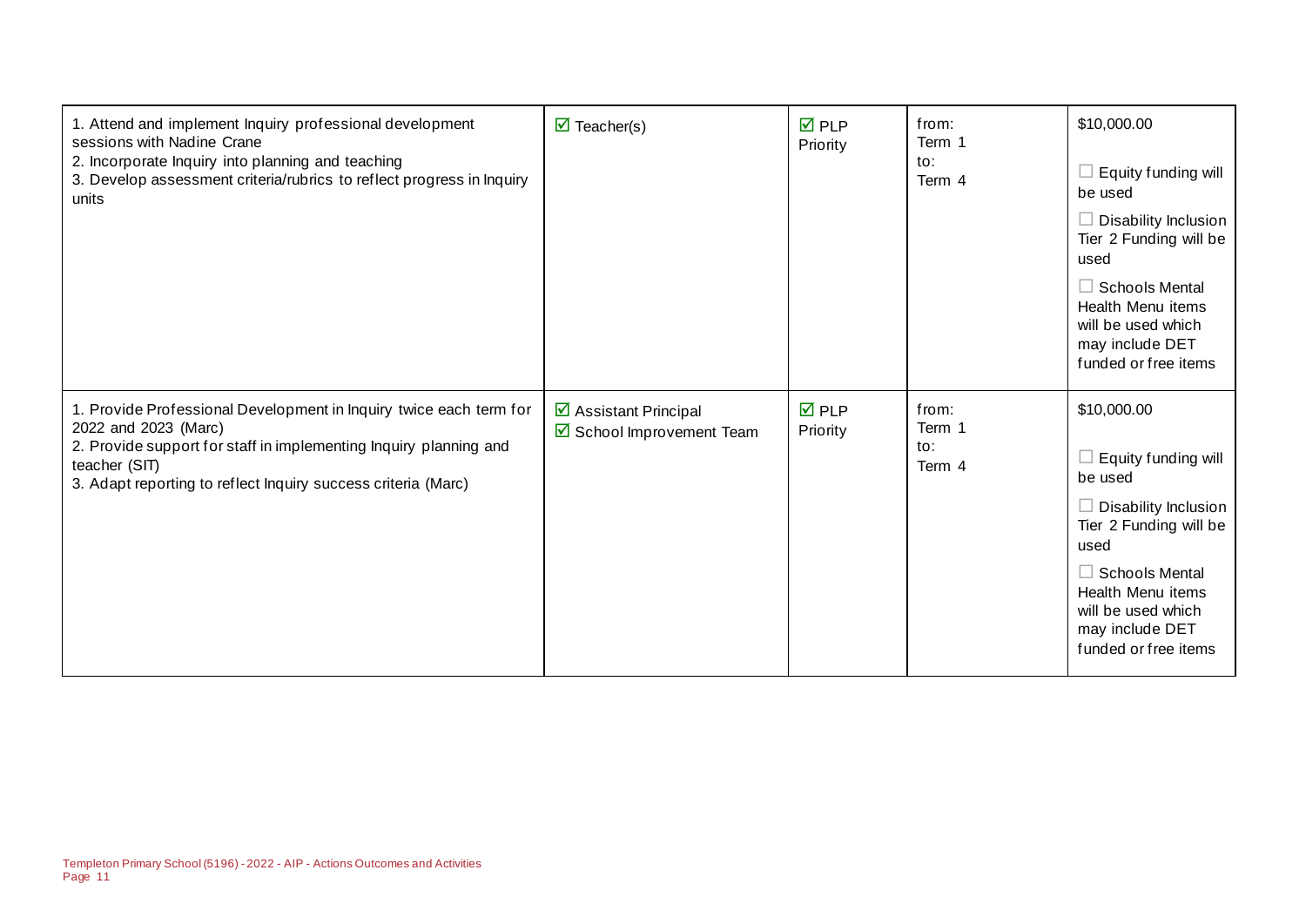| | | | | |
|---|---|---|---|---|
| 1. Attend and implement Inquiry professional development sessions with Nadine Crane<br>2. Incorporate Inquiry into planning and teaching<br>3. Develop assessment criteria/rubrics to reflect progress in Inquiry units | ☑ Teacher(s) | ☑ PLP Priority | from:<br>Term 1<br>to:<br>Term 4 | $10,000.00<br><br>☐ Equity funding will be used<br><br>☐ Disability Inclusion Tier 2 Funding will be used<br><br>☐ Schools Mental Health Menu items will be used which may include DET funded or free items |
| 1. Provide Professional Development in Inquiry twice each term for 2022 and 2023 (Marc)<br>2. Provide support for staff in implementing Inquiry planning and teacher (SIT)<br>3. Adapt reporting to reflect Inquiry success criteria (Marc) | ☑ Assistant Principal<br>☑ School Improvement Team | ☑ PLP Priority | from:<br>Term 1<br>to:<br>Term 4 | $10,000.00<br><br>☐ Equity funding will be used<br><br>☐ Disability Inclusion Tier 2 Funding will be used<br><br>☐ Schools Mental Health Menu items will be used which may include DET funded or free items |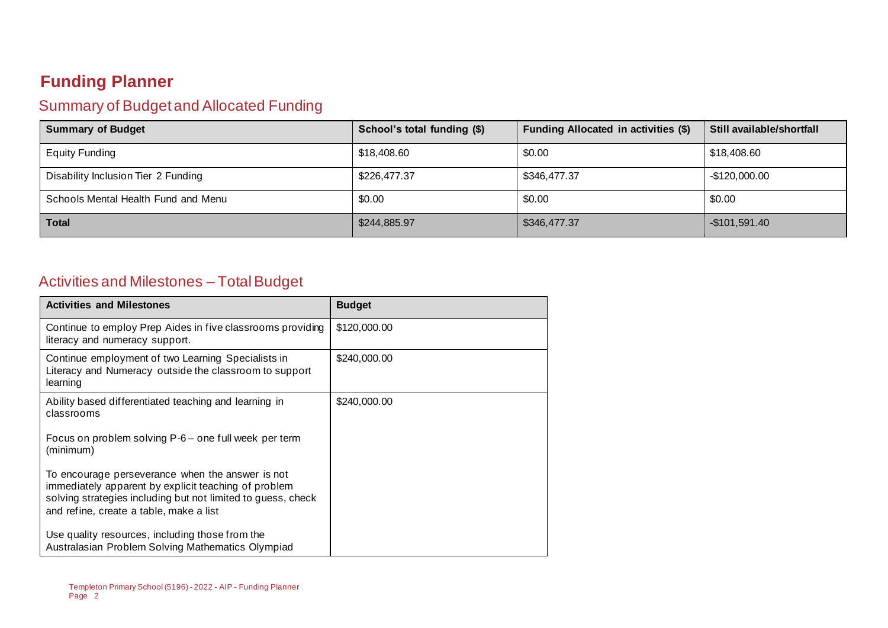# Funding Planner

## Summary of Budget and Allocated Funding

| Summary of Budget | School's total funding ($) | Funding Allocated in activities ($) | Still available/shortfall |
|---|---|---|---|
| Equity Funding | $18,408.60 | $0.00 | $18,408.60 |
| Disability Inclusion Tier 2 Funding | $226,477.37 | $346,477.37 | -$120,000.00 |
| Schools Mental Health Fund and Menu | $0.00 | $0.00 | $0.00 |
| **Total** | $244,885.97 | $346,477.37 | -$101,591.40 |

## Activities and Milestones – Total Budget

| Activities and Milestones | Budget |
|---|---|
| Continue to employ Prep Aides in five classrooms providing literacy and numeracy support. | $120,000.00 |
| Continue employment of two Learning Specialists in Literacy and Numeracy outside the classroom to support learning | $240,000.00 |
| Ability based differentiated teaching and learning in classrooms<br><br>Focus on problem solving P-6 – one full week per term (minimum)<br><br>To encourage perseverance when the answer is not immediately apparent by explicit teaching of problem solving strategies including but not limited to guess, check and refine, create a table, make a list<br><br>Use quality resources, including those from the Australasian Problem Solving Mathematics Olympiad | $240,000.00 |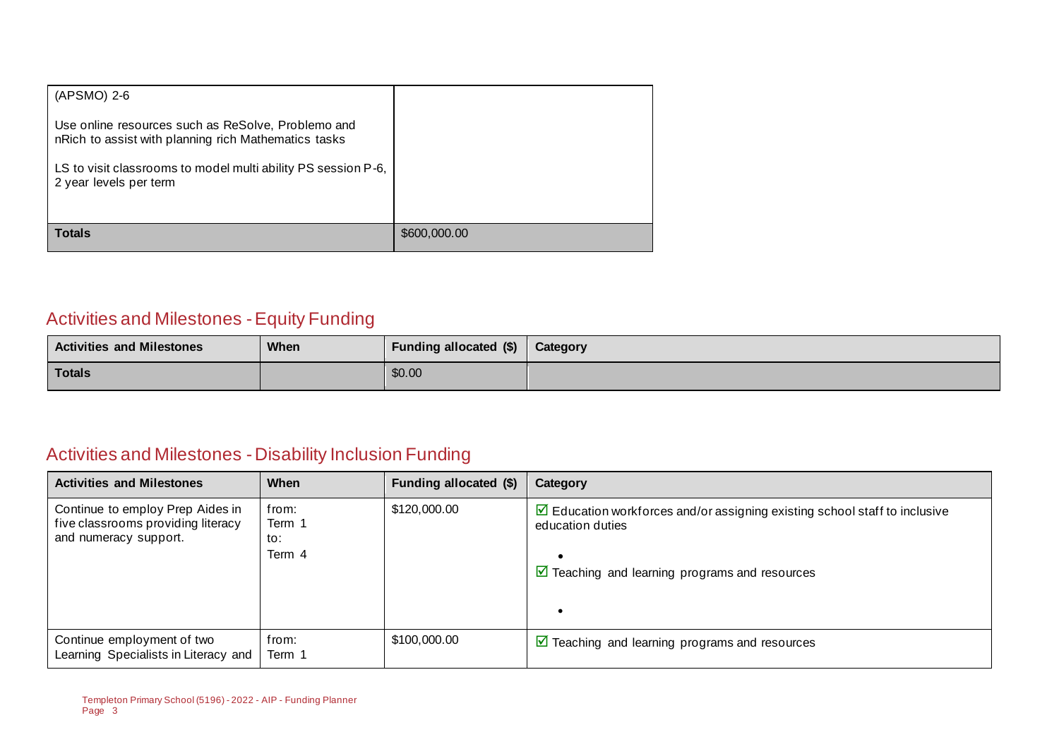| | |
|---|---|
| (APSMO) 2-6<br><br>Use online resources such as ReSolve, Problemo and nRich to assist with planning rich Mathematics tasks<br><br>LS to visit classrooms to model multi ability PS session P-6, 2 year levels per term | |
| **Totals** | $600,000.00 |

## Activities and Milestones - Equity Funding

| Activities and Milestones | When | Funding allocated ($) | Category |
|---|---|---|---|
| **Totals** | | $0.00 | |

## Activities and Milestones - Disability Inclusion Funding

| Activities and Milestones | When | Funding allocated ($) | Category |
|---|---|---|---|
| Continue to employ Prep Aides in five classrooms providing literacy and numeracy support. | from:<br>Term 1<br>to:<br>Term 4 | $120,000.00 | ☑ Education workforces and/or assigning existing school staff to inclusive education duties<br><br>•<br><br>☑ Teaching and learning programs and resources<br><br>• |
| Continue employment of two Learning Specialists in Literacy and | from:<br>Term 1 | $100,000.00 | ☑ Teaching and learning programs and resources |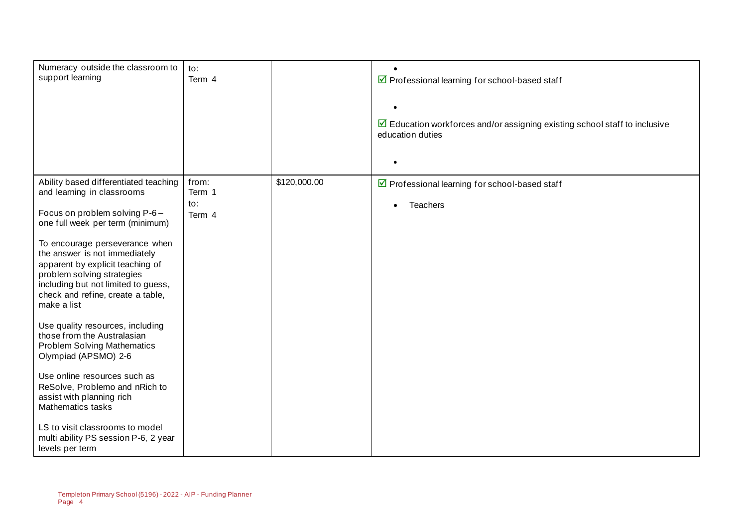| | | | |
|---|---|---|---|
| Numeracy outside the classroom to support learning | to:<br>Term 4 | | •<br>☑ Professional learning for school-based staff<br>•<br>☑ Education workforces and/or assigning existing school staff to inclusive education duties<br>• |
| Ability based differentiated teaching and learning in classrooms<br><br>Focus on problem solving P-6 – one full week per term (minimum)<br><br>To encourage perseverance when the answer is not immediately apparent by explicit teaching of problem solving strategies including but not limited to guess, check and refine, create a table, make a list<br><br>Use quality resources, including those from the Australasian Problem Solving Mathematics Olympiad (APSMO) 2-6<br><br>Use online resources such as ReSolve, Problemo and nRich to assist with planning rich Mathematics tasks<br><br>LS to visit classrooms to model multi ability PS session P-6, 2 year levels per term | from:<br>Term 1<br>to:<br>Term 4 | $120,000.00 | ☑ Professional learning for school-based staff<br>• Teachers |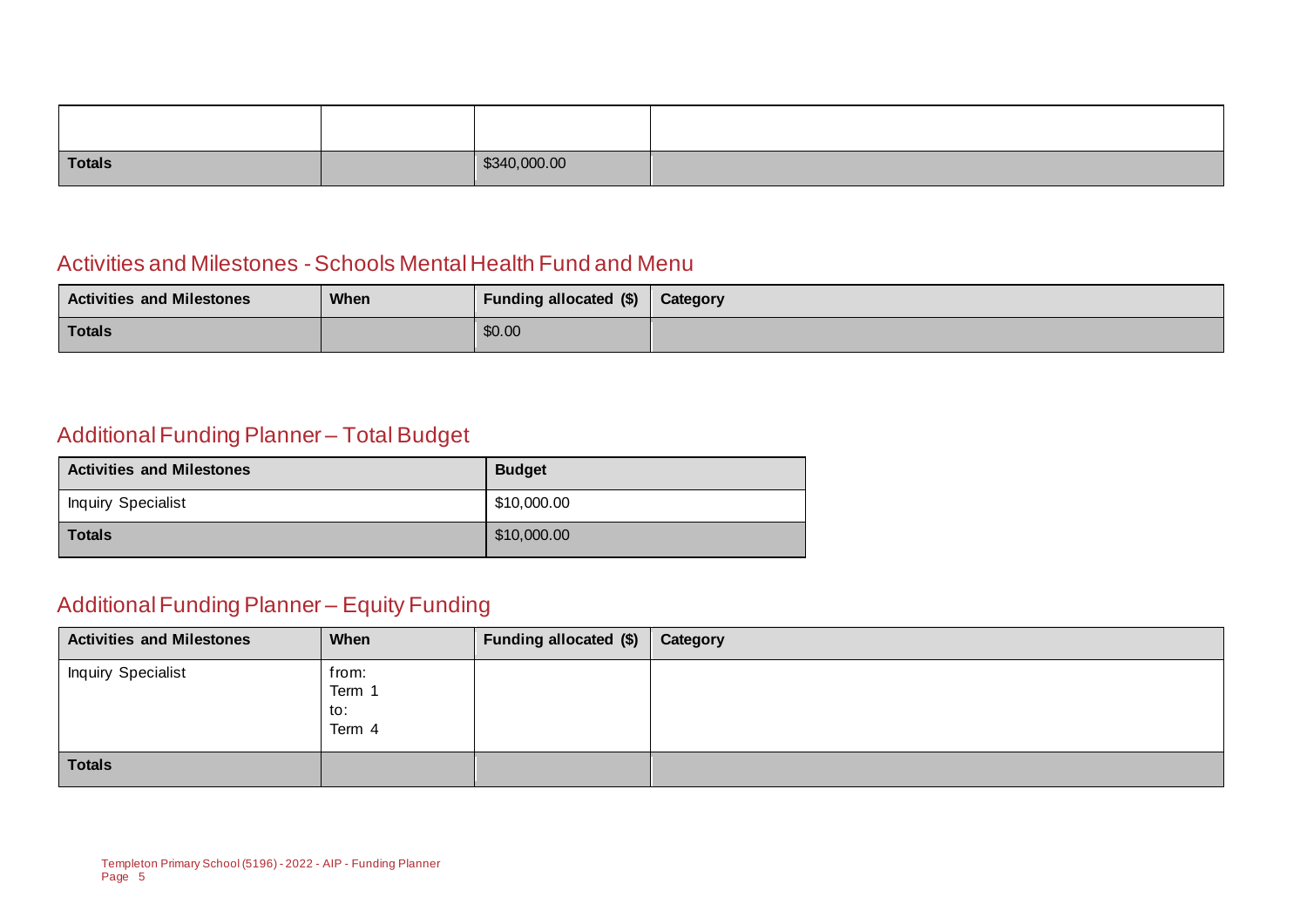| | | | |
|---|---|---|---|
| | | | |
| **Totals** | | $340,000.00 | |

## Activities and Milestones - Schools Mental Health Fund and Menu

| Activities and Milestones | When | Funding allocated ($) | Category |
|---|---|---|---|
| **Totals** | | $0.00 | |

## Additional Funding Planner – Total Budget

| Activities and Milestones | Budget |
|---|---|
| Inquiry Specialist | $10,000.00 |
| **Totals** | $10,000.00 |

## Additional Funding Planner – Equity Funding

| Activities and Milestones | When | Funding allocated ($) | Category |
|---|---|---|---|
| Inquiry Specialist | from: Term 1 to: Term 4 | | |
| **Totals** | | | |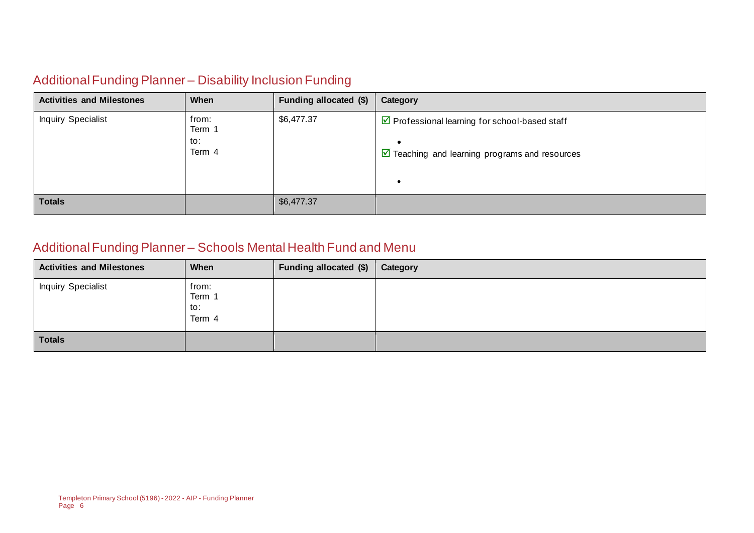## Additional Funding Planner – Disability Inclusion Funding

| Activities and Milestones | When | Funding allocated ($) | Category |
| --- | --- | --- | --- |
| Inquiry Specialist | from:<br>Term 1<br>to:<br>Term 4 | $6,477.37 | ☑ Professional learning for school-based staff<br>•<br>☑ Teaching and learning programs and resources<br>• |
| **Totals** | | $6,477.37 | |

## Additional Funding Planner – Schools Mental Health Fund and Menu

| Activities and Milestones | When | Funding allocated ($) | Category |
| --- | --- | --- | --- |
| Inquiry Specialist | from:<br>Term 1<br>to:<br>Term 4 | | |
| **Totals** | | | |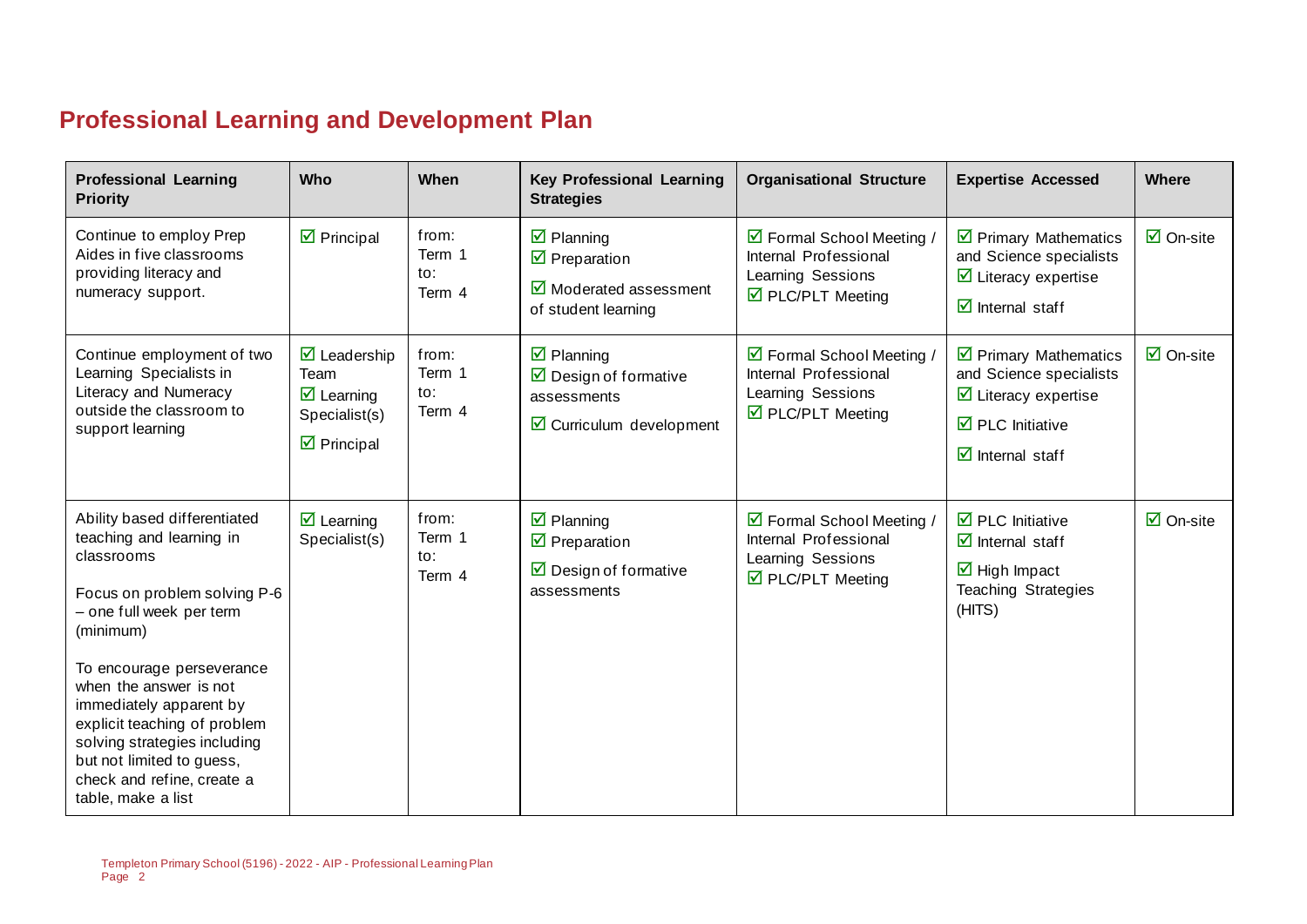## Professional Learning and Development Plan

| Professional Learning Priority | Who | When | Key Professional Learning Strategies | Organisational Structure | Expertise Accessed | Where |
|---|---|---|---|---|---|---|
| Continue to employ Prep Aides in five classrooms providing literacy and numeracy support. | ☑ Principal | from: Term 1 to: Term 4 | ☑ Planning<br>☑ Preparation<br>☑ Moderated assessment of student learning | ☑ Formal School Meeting / Internal Professional Learning Sessions<br>☑ PLC/PLT Meeting | ☑ Primary Mathematics and Science specialists<br>☑ Literacy expertise<br>☑ Internal staff | ☑ On-site |
| Continue employment of two Learning Specialists in Literacy and Numeracy outside the classroom to support learning | ☑ Leadership Team<br>☑ Learning Specialist(s)<br>☑ Principal | from: Term 1 to: Term 4 | ☑ Planning<br>☑ Design of formative assessments<br>☑ Curriculum development | ☑ Formal School Meeting / Internal Professional Learning Sessions<br>☑ PLC/PLT Meeting | ☑ Primary Mathematics and Science specialists<br>☑ Literacy expertise<br>☑ PLC Initiative<br>☑ Internal staff | ☑ On-site |
| Ability based differentiated teaching and learning in classrooms<br><br>Focus on problem solving P-6 – one full week per term (minimum)<br><br>To encourage perseverance when the answer is not immediately apparent by explicit teaching of problem solving strategies including but not limited to guess, check and refine, create a table, make a list | ☑ Learning Specialist(s) | from: Term 1 to: Term 4 | ☑ Planning<br>☑ Preparation<br>☑ Design of formative assessments | ☑ Formal School Meeting / Internal Professional Learning Sessions<br>☑ PLC/PLT Meeting | ☑ PLC Initiative<br>☑ Internal staff<br>☑ High Impact Teaching Strategies (HITS) | ☑ On-site |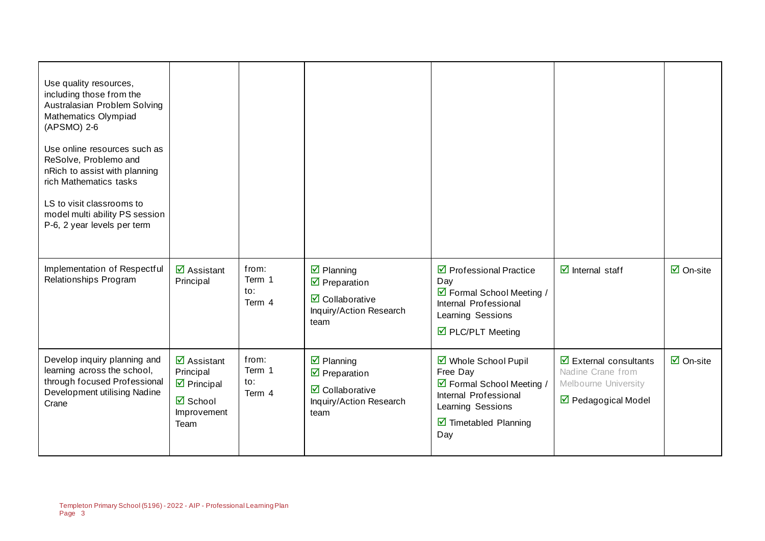| | | | | | | |
|---|---|---|---|---|---|---|
| Use quality resources, including those from the Australasian Problem Solving Mathematics Olympiad (APSMO) 2-6<br><br>Use online resources such as ReSolve, Problemo and nRich to assist with planning rich Mathematics tasks<br><br>LS to visit classrooms to model multi ability PS session P-6, 2 year levels per term | | | | | | |
| Implementation of Respectful Relationships Program | ☑ Assistant Principal | from: Term 1 to: Term 4 | ☑ Planning<br>☑ Preparation<br>☑ Collaborative Inquiry/Action Research team | ☑ Professional Practice Day<br>☑ Formal School Meeting / Internal Professional Learning Sessions<br>☑ PLC/PLT Meeting | ☑ Internal staff | ☑ On-site |
| Develop inquiry planning and learning across the school, through focused Professional Development utilising Nadine Crane | ☑ Assistant Principal<br>☑ Principal<br>☑ School Improvement Team | from: Term 1 to: Term 4 | ☑ Planning<br>☑ Preparation<br>☑ Collaborative Inquiry/Action Research team | ☑ Whole School Pupil Free Day<br>☑ Formal School Meeting / Internal Professional Learning Sessions<br>☑ Timetabled Planning Day | ☑ External consultants Nadine Crane from Melbourne University<br>☑ Pedagogical Model | ☑ On-site |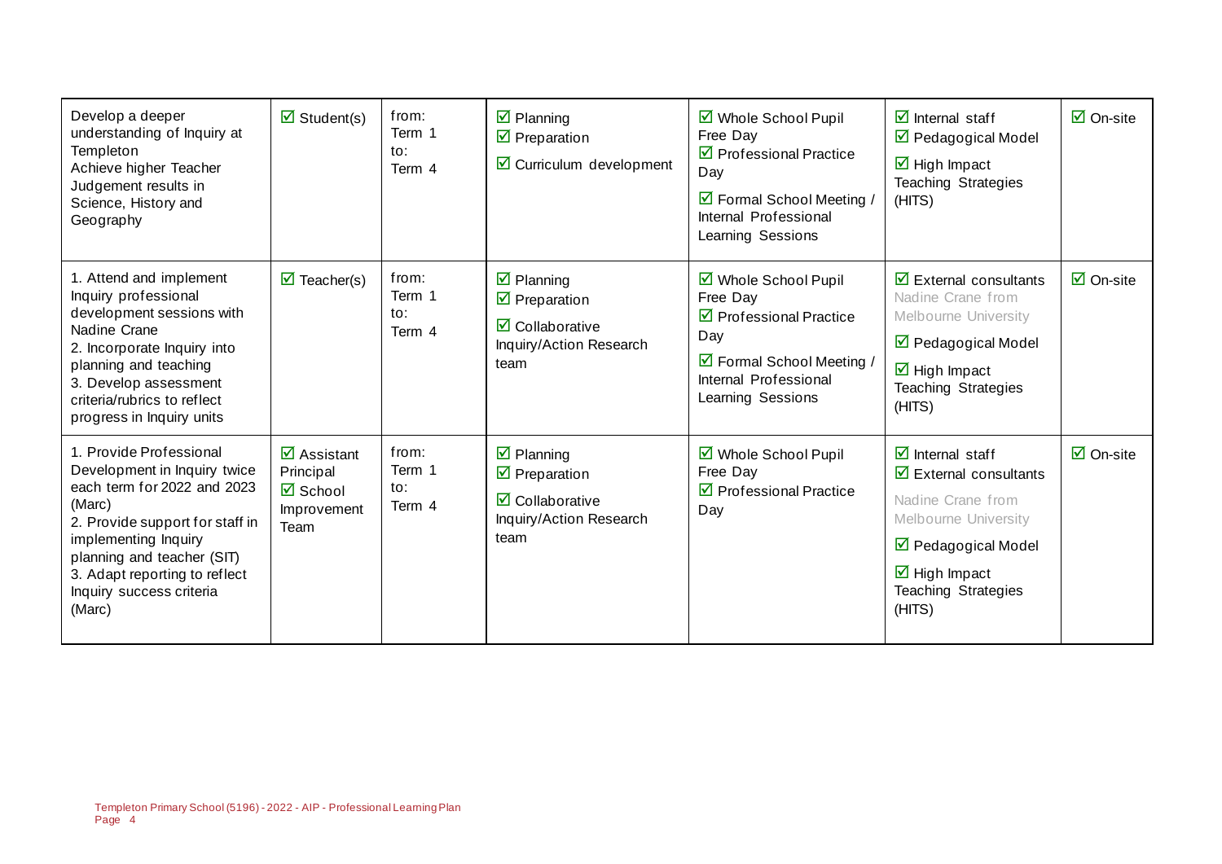| | | | | | | |
|---|---|---|---|---|---|---|
| Develop a deeper understanding of Inquiry at Templeton<br>Achieve higher Teacher Judgement results in Science, History and Geography | ☑ Student(s) | from:<br>Term 1<br>to:<br>Term 4 | ☑ Planning<br>☑ Preparation<br>☑ Curriculum development | ☑ Whole School Pupil Free Day<br>☑ Professional Practice Day<br>☑ Formal School Meeting / Internal Professional Learning Sessions | ☑ Internal staff<br>☑ Pedagogical Model<br>☑ High Impact Teaching Strategies (HITS) | ☑ On-site |
| 1. Attend and implement Inquiry professional development sessions with Nadine Crane<br>2. Incorporate Inquiry into planning and teaching<br>3. Develop assessment criteria/rubrics to reflect progress in Inquiry units | ☑ Teacher(s) | from:<br>Term 1<br>to:<br>Term 4 | ☑ Planning<br>☑ Preparation<br>☑ Collaborative Inquiry/Action Research team | ☑ Whole School Pupil Free Day<br>☑ Professional Practice Day<br>☑ Formal School Meeting / Internal Professional Learning Sessions | ☑ External consultants<br>Nadine Crane from Melbourne University<br>☑ Pedagogical Model<br>☑ High Impact Teaching Strategies (HITS) | ☑ On-site |
| 1. Provide Professional Development in Inquiry twice each term for 2022 and 2023 (Marc)<br>2. Provide support for staff in implementing Inquiry planning and teacher (SIT)<br>3. Adapt reporting to reflect Inquiry success criteria (Marc) | ☑ Assistant Principal<br>☑ School Improvement Team | from:<br>Term 1<br>to:<br>Term 4 | ☑ Planning<br>☑ Preparation<br>☑ Collaborative Inquiry/Action Research team | ☑ Whole School Pupil Free Day<br>☑ Professional Practice Day | ☑ Internal staff<br>☑ External consultants<br>Nadine Crane from Melbourne University<br>☑ Pedagogical Model<br>☑ High Impact Teaching Strategies (HITS) | ☑ On-site |